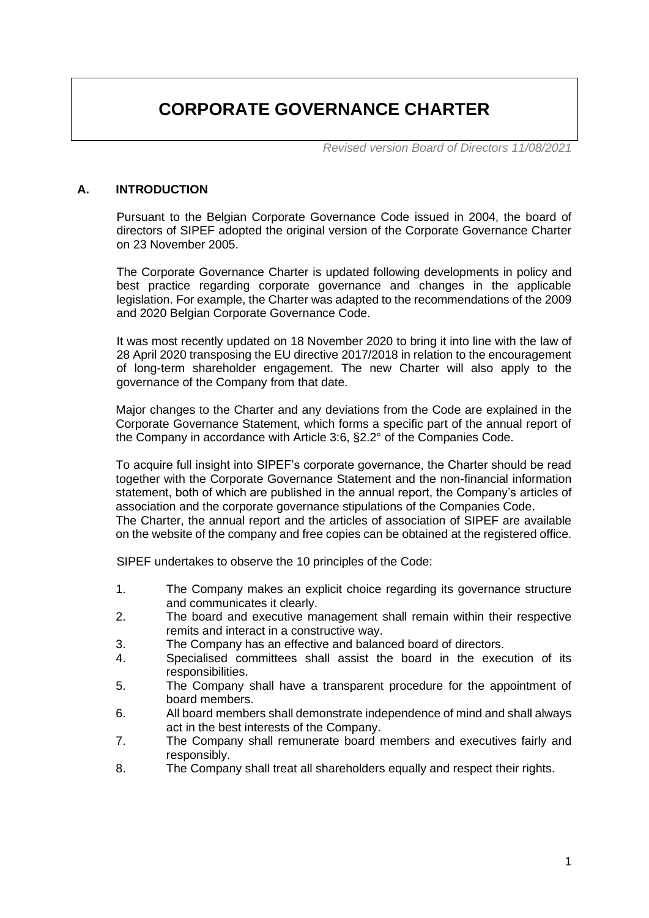# CORPORATE GOVERNANCE CHARTER

*Revised version Board of Directors 11/08/2021*

## A. INTRODUCTION

Pursuant to the Belgian Corporate Governance Code issued in 2004, the board of directors of SIPEF adopted the original version of the Corporate Governance Charter on 23 November 2005.

The Corporate Governance Charter is updated following developments in policy and best practice regarding corporate governance and changes in the applicable legislation. For example, the Charter was adapted to the recommendations of the 2009 and 2020 Belgian Corporate Governance Code.

It was most recently updated on 18 November 2020 to bring it into line with the law of 28 April 2020 transposing the EU directive 2017/2018 in relation to the encouragement of long-term shareholder engagement. The new Charter will also apply to the governance of the Company from that date.

Major changes to the Charter and any deviations from the Code are explained in the Corporate Governance Statement, which forms a specific part of the annual report of the Company in accordance with Article 3:6, §2.2° of the Companies Code.

To acquire full insight into SIPEF's corporate governance, the Charter should be read together with the Corporate Governance Statement and the non-financial information statement, both of which are published in the annual report, the Company's articles of association and the corporate governance stipulations of the Companies Code.
The Charter, the annual report and the articles of association of SIPEF are available on the website of the company and free copies can be obtained at the registered office.

SIPEF undertakes to observe the 10 principles of the Code:

1. The Company makes an explicit choice regarding its governance structure and communicates it clearly.
2. The board and executive management shall remain within their respective remits and interact in a constructive way.
3. The Company has an effective and balanced board of directors.
4. Specialised committees shall assist the board in the execution of its responsibilities.
5. The Company shall have a transparent procedure for the appointment of board members.
6. All board members shall demonstrate independence of mind and shall always act in the best interests of the Company.
7. The Company shall remunerate board members and executives fairly and responsibly.
8. The Company shall treat all shareholders equally and respect their rights.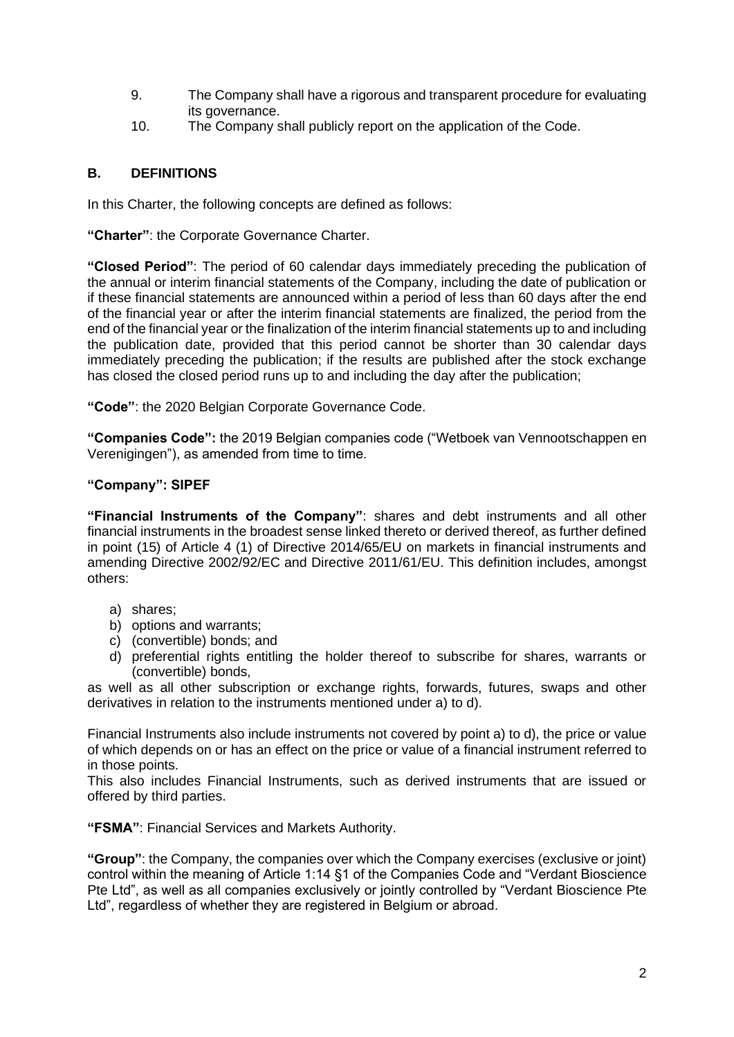9. The Company shall have a rigorous and transparent procedure for evaluating its governance.
10. The Company shall publicly report on the application of the Code.

## B. DEFINITIONS

In this Charter, the following concepts are defined as follows:

**"Charter"**: the Corporate Governance Charter.

**"Closed Period"**: The period of 60 calendar days immediately preceding the publication of the annual or interim financial statements of the Company, including the date of publication or if these financial statements are announced within a period of less than 60 days after the end of the financial year or after the interim financial statements are finalized, the period from the end of the financial year or the finalization of the interim financial statements up to and including the publication date, provided that this period cannot be shorter than 30 calendar days immediately preceding the publication; if the results are published after the stock exchange has closed the closed period runs up to and including the day after the publication;

**"Code"**: the 2020 Belgian Corporate Governance Code.

**"Companies Code":** the 2019 Belgian companies code ("Wetboek van Vennootschappen en Verenigingen"), as amended from time to time.

**"Company": SIPEF**

**"Financial Instruments of the Company"**: shares and debt instruments and all other financial instruments in the broadest sense linked thereto or derived thereof, as further defined in point (15) of Article 4 (1) of Directive 2014/65/EU on markets in financial instruments and amending Directive 2002/92/EC and Directive 2011/61/EU. This definition includes, amongst others:

a) shares;
b) options and warrants;
c) (convertible) bonds; and
d) preferential rights entitling the holder thereof to subscribe for shares, warrants or (convertible) bonds,

as well as all other subscription or exchange rights, forwards, futures, swaps and other derivatives in relation to the instruments mentioned under a) to d).

Financial Instruments also include instruments not covered by point a) to d), the price or value of which depends on or has an effect on the price or value of a financial instrument referred to in those points.
This also includes Financial Instruments, such as derived instruments that are issued or offered by third parties.

**"FSMA"**: Financial Services and Markets Authority.

**"Group"**: the Company, the companies over which the Company exercises (exclusive or joint) control within the meaning of Article 1:14 §1 of the Companies Code and "Verdant Bioscience Pte Ltd", as well as all companies exclusively or jointly controlled by "Verdant Bioscience Pte Ltd", regardless of whether they are registered in Belgium or abroad.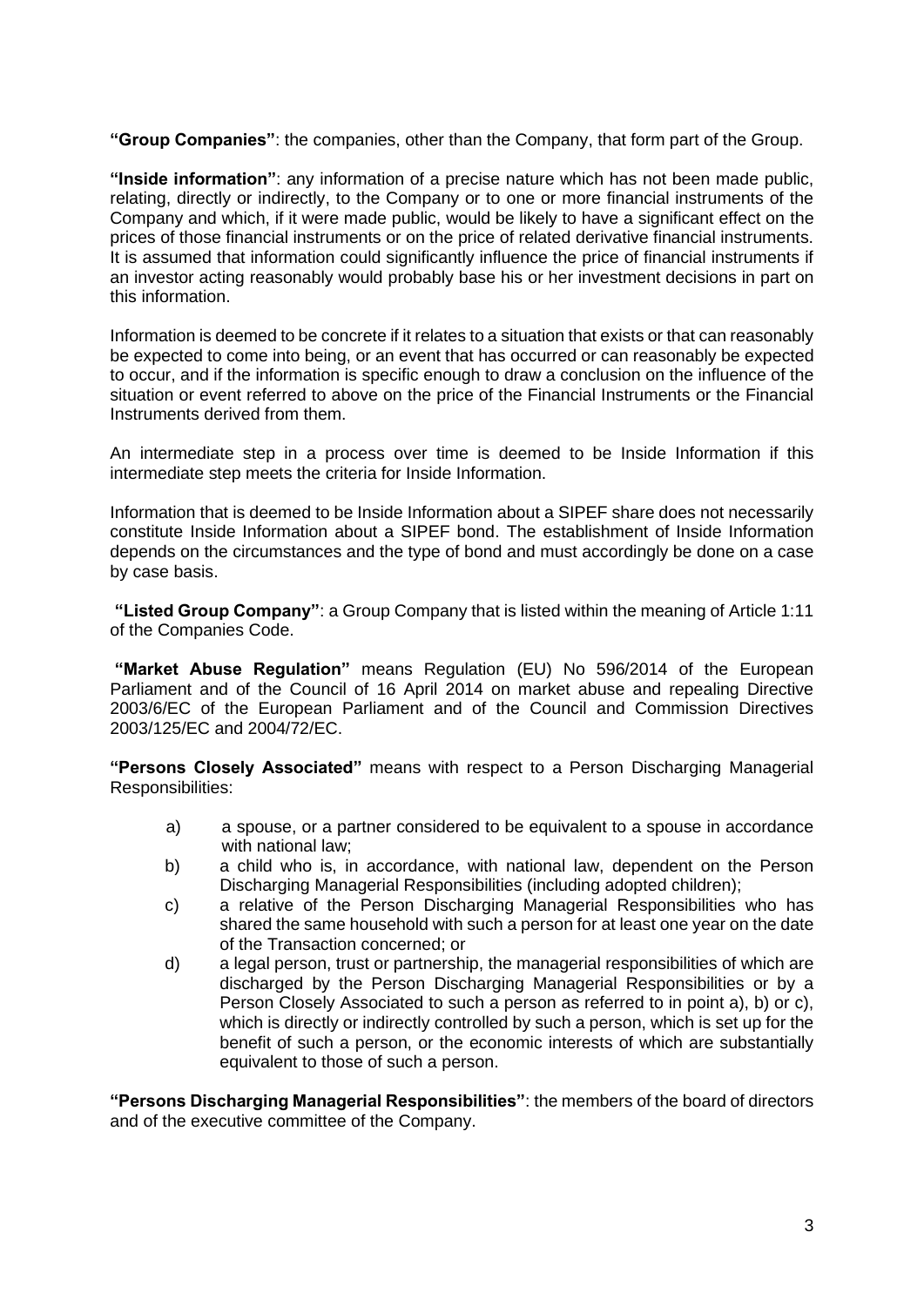**"Group Companies"**: the companies, other than the Company, that form part of the Group.

**"Inside information"**: any information of a precise nature which has not been made public, relating, directly or indirectly, to the Company or to one or more financial instruments of the Company and which, if it were made public, would be likely to have a significant effect on the prices of those financial instruments or on the price of related derivative financial instruments. It is assumed that information could significantly influence the price of financial instruments if an investor acting reasonably would probably base his or her investment decisions in part on this information.

Information is deemed to be concrete if it relates to a situation that exists or that can reasonably be expected to come into being, or an event that has occurred or can reasonably be expected to occur, and if the information is specific enough to draw a conclusion on the influence of the situation or event referred to above on the price of the Financial Instruments or the Financial Instruments derived from them.

An intermediate step in a process over time is deemed to be Inside Information if this intermediate step meets the criteria for Inside Information.

Information that is deemed to be Inside Information about a SIPEF share does not necessarily constitute Inside Information about a SIPEF bond. The establishment of Inside Information depends on the circumstances and the type of bond and must accordingly be done on a case by case basis.

**"Listed Group Company"**: a Group Company that is listed within the meaning of Article 1:11 of the Companies Code.

**"Market Abuse Regulation"** means Regulation (EU) No 596/2014 of the European Parliament and of the Council of 16 April 2014 on market abuse and repealing Directive 2003/6/EC of the European Parliament and of the Council and Commission Directives 2003/125/EC and 2004/72/EC.

**"Persons Closely Associated"** means with respect to a Person Discharging Managerial Responsibilities:

a) a spouse, or a partner considered to be equivalent to a spouse in accordance with national law;

b) a child who is, in accordance, with national law, dependent on the Person Discharging Managerial Responsibilities (including adopted children);

c) a relative of the Person Discharging Managerial Responsibilities who has shared the same household with such a person for at least one year on the date of the Transaction concerned; or

d) a legal person, trust or partnership, the managerial responsibilities of which are discharged by the Person Discharging Managerial Responsibilities or by a Person Closely Associated to such a person as referred to in point a), b) or c), which is directly or indirectly controlled by such a person, which is set up for the benefit of such a person, or the economic interests of which are substantially equivalent to those of such a person.

**"Persons Discharging Managerial Responsibilities"**: the members of the board of directors and of the executive committee of the Company.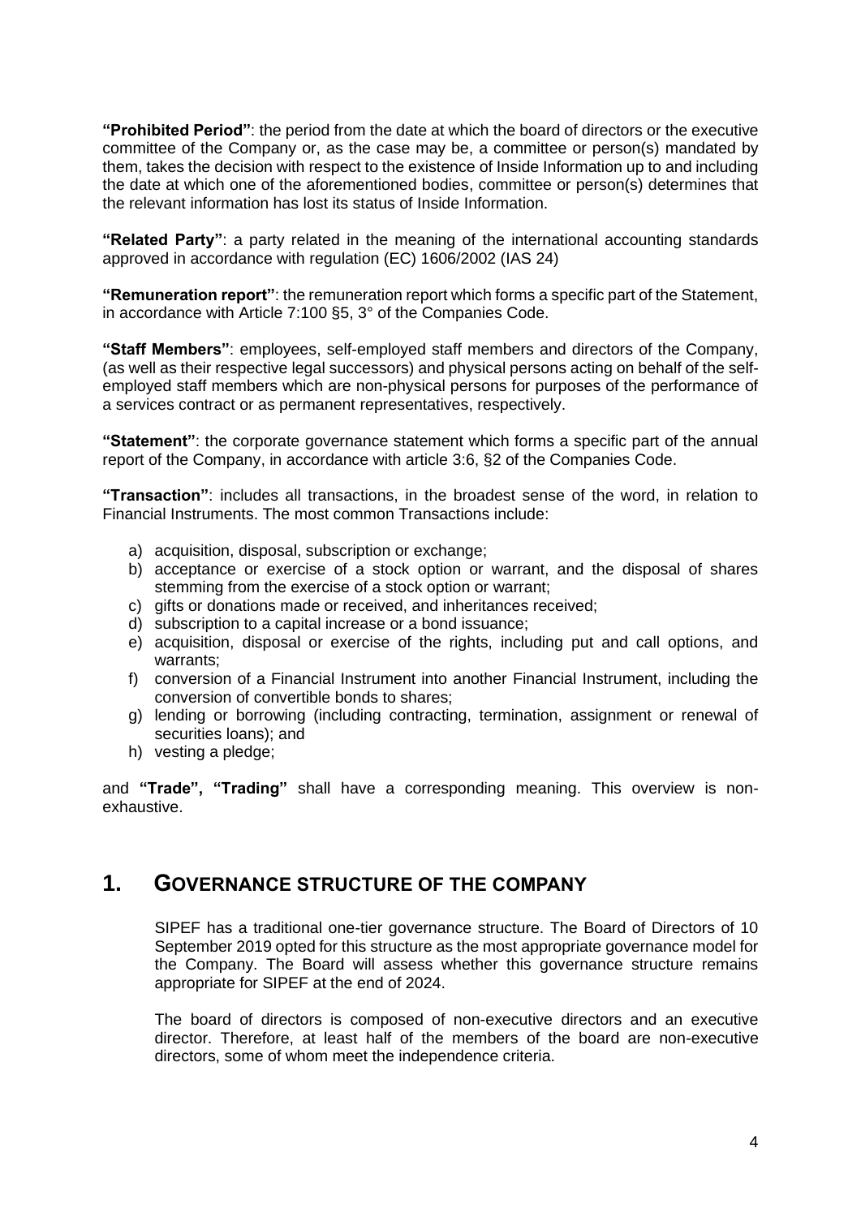**"Prohibited Period"**: the period from the date at which the board of directors or the executive committee of the Company or, as the case may be, a committee or person(s) mandated by them, takes the decision with respect to the existence of Inside Information up to and including the date at which one of the aforementioned bodies, committee or person(s) determines that the relevant information has lost its status of Inside Information.

**"Related Party"**: a party related in the meaning of the international accounting standards approved in accordance with regulation (EC) 1606/2002 (IAS 24)

**"Remuneration report"**: the remuneration report which forms a specific part of the Statement, in accordance with Article 7:100 §5, 3° of the Companies Code.

**"Staff Members"**: employees, self-employed staff members and directors of the Company, (as well as their respective legal successors) and physical persons acting on behalf of the self-employed staff members which are non-physical persons for purposes of the performance of a services contract or as permanent representatives, respectively.

**"Statement"**: the corporate governance statement which forms a specific part of the annual report of the Company, in accordance with article 3:6, §2 of the Companies Code.

**"Transaction"**: includes all transactions, in the broadest sense of the word, in relation to Financial Instruments. The most common Transactions include:

a) acquisition, disposal, subscription or exchange;
b) acceptance or exercise of a stock option or warrant, and the disposal of shares stemming from the exercise of a stock option or warrant;
c) gifts or donations made or received, and inheritances received;
d) subscription to a capital increase or a bond issuance;
e) acquisition, disposal or exercise of the rights, including put and call options, and warrants;
f) conversion of a Financial Instrument into another Financial Instrument, including the conversion of convertible bonds to shares;
g) lending or borrowing (including contracting, termination, assignment or renewal of securities loans); and
h) vesting a pledge;

and **"Trade", "Trading"** shall have a corresponding meaning. This overview is non-exhaustive.

## 1. GOVERNANCE STRUCTURE OF THE COMPANY

SIPEF has a traditional one-tier governance structure. The Board of Directors of 10 September 2019 opted for this structure as the most appropriate governance model for the Company. The Board will assess whether this governance structure remains appropriate for SIPEF at the end of 2024.

The board of directors is composed of non-executive directors and an executive director. Therefore, at least half of the members of the board are non-executive directors, some of whom meet the independence criteria.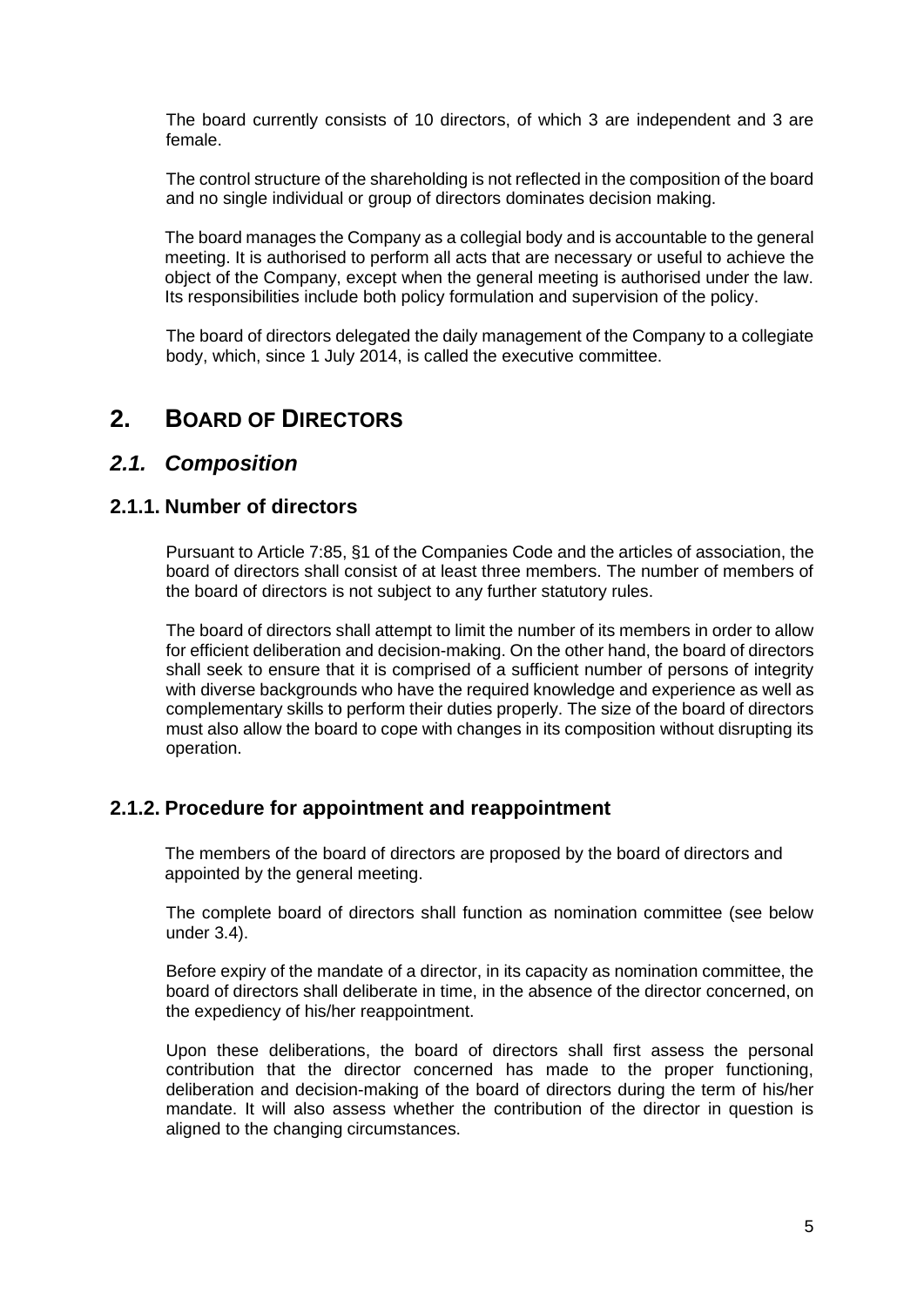The board currently consists of 10 directors, of which 3 are independent and 3 are female.

The control structure of the shareholding is not reflected in the composition of the board and no single individual or group of directors dominates decision making.

The board manages the Company as a collegial body and is accountable to the general meeting. It is authorised to perform all acts that are necessary or useful to achieve the object of the Company, except when the general meeting is authorised under the law. Its responsibilities include both policy formulation and supervision of the policy.

The board of directors delegated the daily management of the Company to a collegiate body, which, since 1 July 2014, is called the executive committee.

# 2. BOARD OF DIRECTORS

## *2.1. Composition*

### 2.1.1. Number of directors

Pursuant to Article 7:85, §1 of the Companies Code and the articles of association, the board of directors shall consist of at least three members. The number of members of the board of directors is not subject to any further statutory rules.

The board of directors shall attempt to limit the number of its members in order to allow for efficient deliberation and decision-making. On the other hand, the board of directors shall seek to ensure that it is comprised of a sufficient number of persons of integrity with diverse backgrounds who have the required knowledge and experience as well as complementary skills to perform their duties properly. The size of the board of directors must also allow the board to cope with changes in its composition without disrupting its operation.

### 2.1.2. Procedure for appointment and reappointment

The members of the board of directors are proposed by the board of directors and appointed by the general meeting.

The complete board of directors shall function as nomination committee (see below under 3.4).

Before expiry of the mandate of a director, in its capacity as nomination committee, the board of directors shall deliberate in time, in the absence of the director concerned, on the expediency of his/her reappointment.

Upon these deliberations, the board of directors shall first assess the personal contribution that the director concerned has made to the proper functioning, deliberation and decision-making of the board of directors during the term of his/her mandate. It will also assess whether the contribution of the director in question is aligned to the changing circumstances.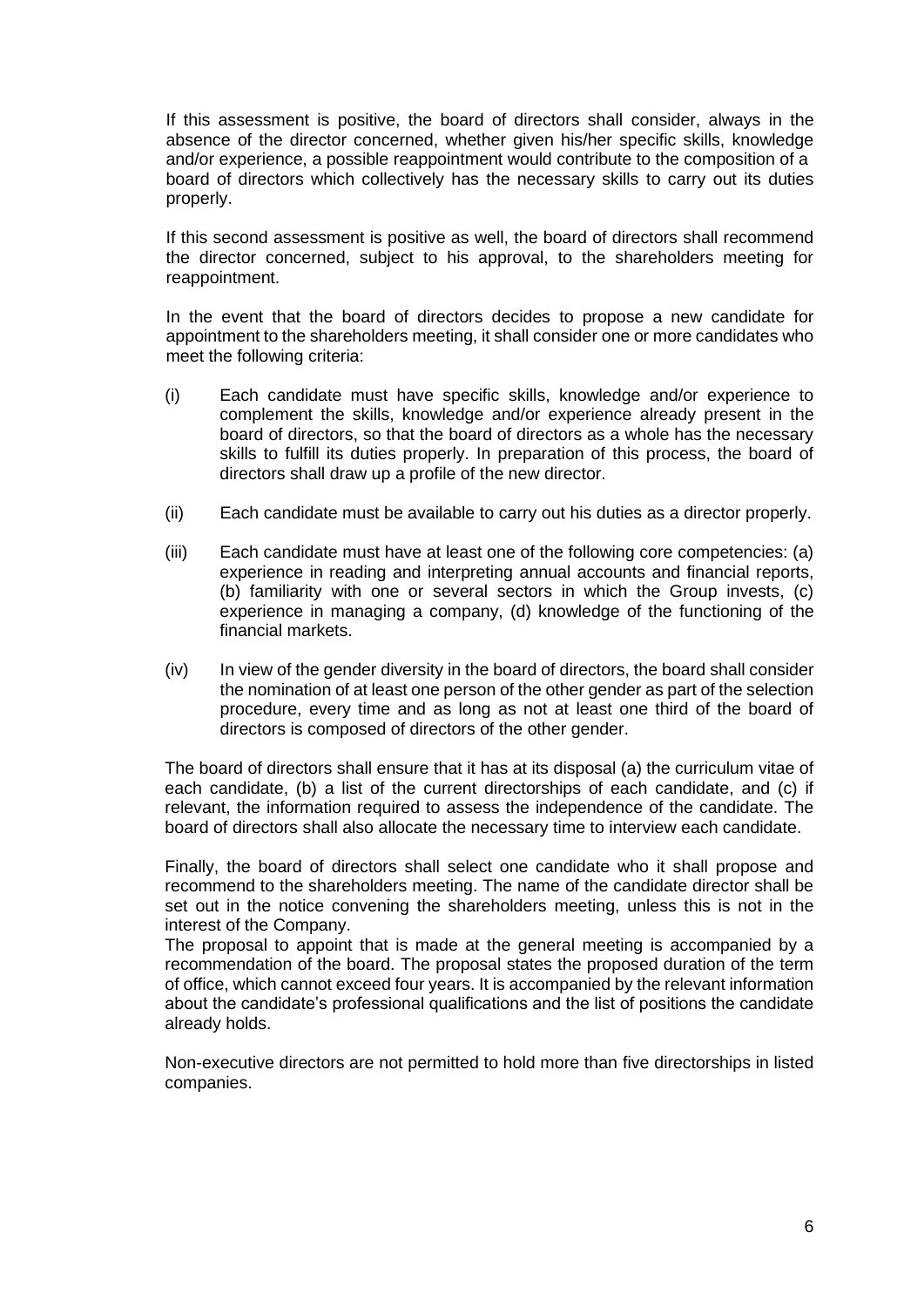If this assessment is positive, the board of directors shall consider, always in the absence of the director concerned, whether given his/her specific skills, knowledge and/or experience, a possible reappointment would contribute to the composition of a board of directors which collectively has the necessary skills to carry out its duties properly.

If this second assessment is positive as well, the board of directors shall recommend the director concerned, subject to his approval, to the shareholders meeting for reappointment.

In the event that the board of directors decides to propose a new candidate for appointment to the shareholders meeting, it shall consider one or more candidates who meet the following criteria:

(i) Each candidate must have specific skills, knowledge and/or experience to complement the skills, knowledge and/or experience already present in the board of directors, so that the board of directors as a whole has the necessary skills to fulfill its duties properly. In preparation of this process, the board of directors shall draw up a profile of the new director.

(ii) Each candidate must be available to carry out his duties as a director properly.

(iii) Each candidate must have at least one of the following core competencies: (a) experience in reading and interpreting annual accounts and financial reports, (b) familiarity with one or several sectors in which the Group invests, (c) experience in managing a company, (d) knowledge of the functioning of the financial markets.

(iv) In view of the gender diversity in the board of directors, the board shall consider the nomination of at least one person of the other gender as part of the selection procedure, every time and as long as not at least one third of the board of directors is composed of directors of the other gender.

The board of directors shall ensure that it has at its disposal (a) the curriculum vitae of each candidate, (b) a list of the current directorships of each candidate, and (c) if relevant, the information required to assess the independence of the candidate. The board of directors shall also allocate the necessary time to interview each candidate.

Finally, the board of directors shall select one candidate who it shall propose and recommend to the shareholders meeting. The name of the candidate director shall be set out in the notice convening the shareholders meeting, unless this is not in the interest of the Company.

The proposal to appoint that is made at the general meeting is accompanied by a recommendation of the board. The proposal states the proposed duration of the term of office, which cannot exceed four years. It is accompanied by the relevant information about the candidate's professional qualifications and the list of positions the candidate already holds.

Non-executive directors are not permitted to hold more than five directorships in listed companies.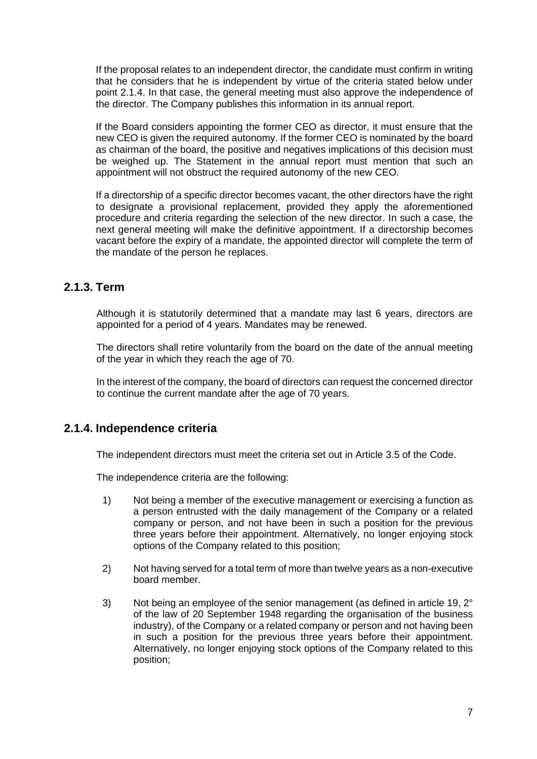If the proposal relates to an independent director, the candidate must confirm in writing that he considers that he is independent by virtue of the criteria stated below under point 2.1.4. In that case, the general meeting must also approve the independence of the director. The Company publishes this information in its annual report.

If the Board considers appointing the former CEO as director, it must ensure that the new CEO is given the required autonomy. If the former CEO is nominated by the board as chairman of the board, the positive and negatives implications of this decision must be weighed up. The Statement in the annual report must mention that such an appointment will not obstruct the required autonomy of the new CEO.

If a directorship of a specific director becomes vacant, the other directors have the right to designate a provisional replacement, provided they apply the aforementioned procedure and criteria regarding the selection of the new director. In such a case, the next general meeting will make the definitive appointment. If a directorship becomes vacant before the expiry of a mandate, the appointed director will complete the term of the mandate of the person he replaces.

## 2.1.3. Term

Although it is statutorily determined that a mandate may last 6 years, directors are appointed for a period of 4 years. Mandates may be renewed.

The directors shall retire voluntarily from the board on the date of the annual meeting of the year in which they reach the age of 70.

In the interest of the company, the board of directors can request the concerned director to continue the current mandate after the age of 70 years.

## 2.1.4. Independence criteria

The independent directors must meet the criteria set out in Article 3.5 of the Code.

The independence criteria are the following:

1) Not being a member of the executive management or exercising a function as a person entrusted with the daily management of the Company or a related company or person, and not have been in such a position for the previous three years before their appointment. Alternatively, no longer enjoying stock options of the Company related to this position;

2) Not having served for a total term of more than twelve years as a non-executive board member.

3) Not being an employee of the senior management (as defined in article 19, 2° of the law of 20 September 1948 regarding the organisation of the business industry), of the Company or a related company or person and not having been in such a position for the previous three years before their appointment. Alternatively, no longer enjoying stock options of the Company related to this position;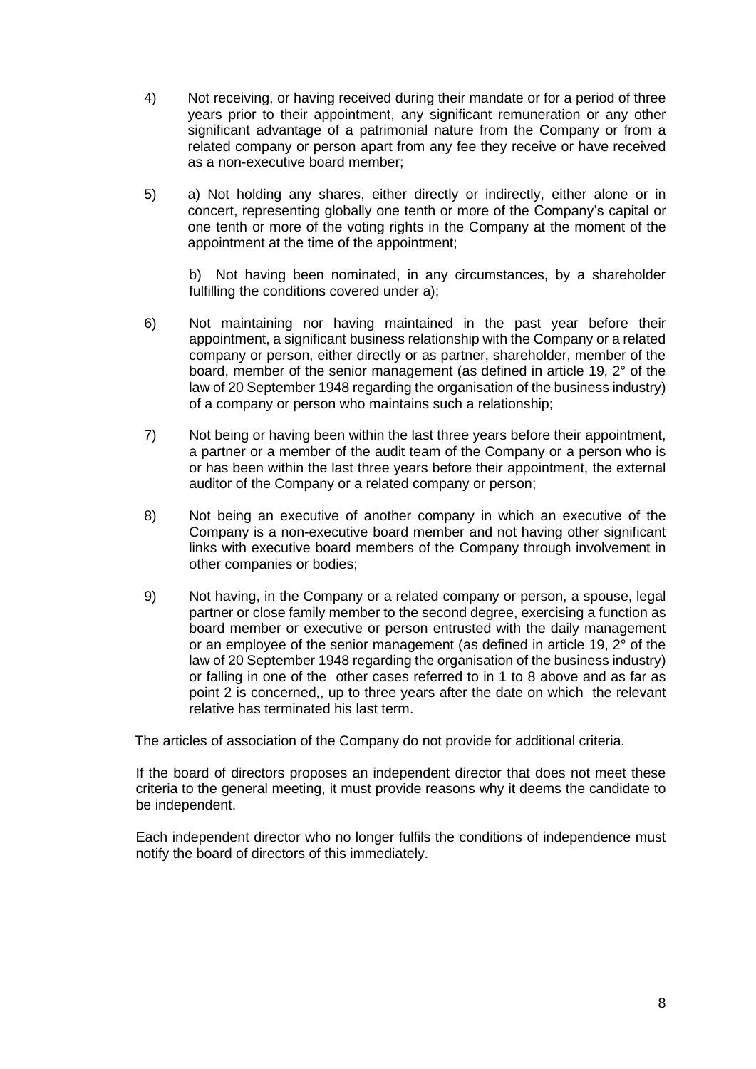4) Not receiving, or having received during their mandate or for a period of three years prior to their appointment, any significant remuneration or any other significant advantage of a patrimonial nature from the Company or from a related company or person apart from any fee they receive or have received as a non-executive board member;

5) a) Not holding any shares, either directly or indirectly, either alone or in concert, representing globally one tenth or more of the Company's capital or one tenth or more of the voting rights in the Company at the moment of the appointment at the time of the appointment;

   b) Not having been nominated, in any circumstances, by a shareholder fulfilling the conditions covered under a);

6) Not maintaining nor having maintained in the past year before their appointment, a significant business relationship with the Company or a related company or person, either directly or as partner, shareholder, member of the board, member of the senior management (as defined in article 19, 2° of the law of 20 September 1948 regarding the organisation of the business industry) of a company or person who maintains such a relationship;

7) Not being or having been within the last three years before their appointment, a partner or a member of the audit team of the Company or a person who is or has been within the last three years before their appointment, the external auditor of the Company or a related company or person;

8) Not being an executive of another company in which an executive of the Company is a non-executive board member and not having other significant links with executive board members of the Company through involvement in other companies or bodies;

9) Not having, in the Company or a related company or person, a spouse, legal partner or close family member to the second degree, exercising a function as board member or executive or person entrusted with the daily management or an employee of the senior management (as defined in article 19, 2° of the law of 20 September 1948 regarding the organisation of the business industry) or falling in one of the other cases referred to in 1 to 8 above and as far as point 2 is concerned,, up to three years after the date on which the relevant relative has terminated his last term.

The articles of association of the Company do not provide for additional criteria.

If the board of directors proposes an independent director that does not meet these criteria to the general meeting, it must provide reasons why it deems the candidate to be independent.

Each independent director who no longer fulfils the conditions of independence must notify the board of directors of this immediately.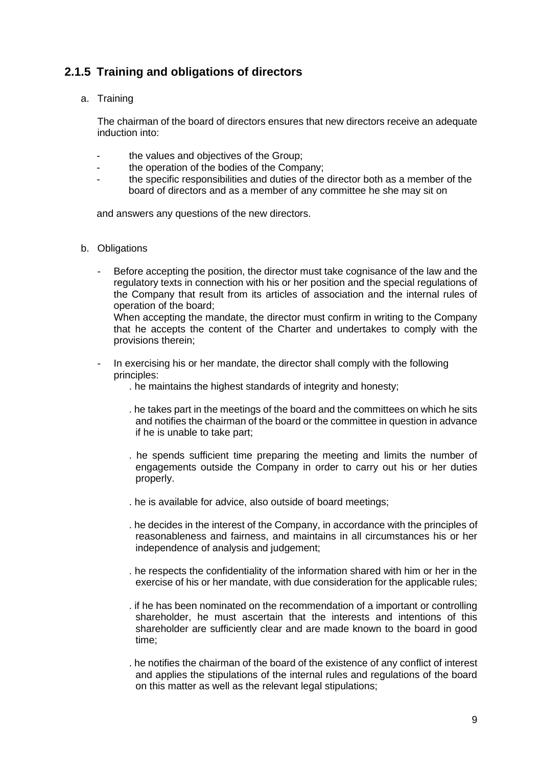## 2.1.5 Training and obligations of directors

a. Training

The chairman of the board of directors ensures that new directors receive an adequate induction into:

- the values and objectives of the Group;
- the operation of the bodies of the Company;
- the specific responsibilities and duties of the director both as a member of the board of directors and as a member of any committee he she may sit on

and answers any questions of the new directors.

b. Obligations

- Before accepting the position, the director must take cognisance of the law and the regulatory texts in connection with his or her position and the special regulations of the Company that result from its articles of association and the internal rules of operation of the board;
  When accepting the mandate, the director must confirm in writing to the Company that he accepts the content of the Charter and undertakes to comply with the provisions therein;

- In exercising his or her mandate, the director shall comply with the following principles:
  . he maintains the highest standards of integrity and honesty;

  . he takes part in the meetings of the board and the committees on which he sits and notifies the chairman of the board or the committee in question in advance if he is unable to take part;

  . he spends sufficient time preparing the meeting and limits the number of engagements outside the Company in order to carry out his or her duties properly.

  . he is available for advice, also outside of board meetings;

  . he decides in the interest of the Company, in accordance with the principles of reasonableness and fairness, and maintains in all circumstances his or her independence of analysis and judgement;

  . he respects the confidentiality of the information shared with him or her in the exercise of his or her mandate, with due consideration for the applicable rules;

  . if he has been nominated on the recommendation of a important or controlling shareholder, he must ascertain that the interests and intentions of this shareholder are sufficiently clear and are made known to the board in good time;

  . he notifies the chairman of the board of the existence of any conflict of interest and applies the stipulations of the internal rules and regulations of the board on this matter as well as the relevant legal stipulations;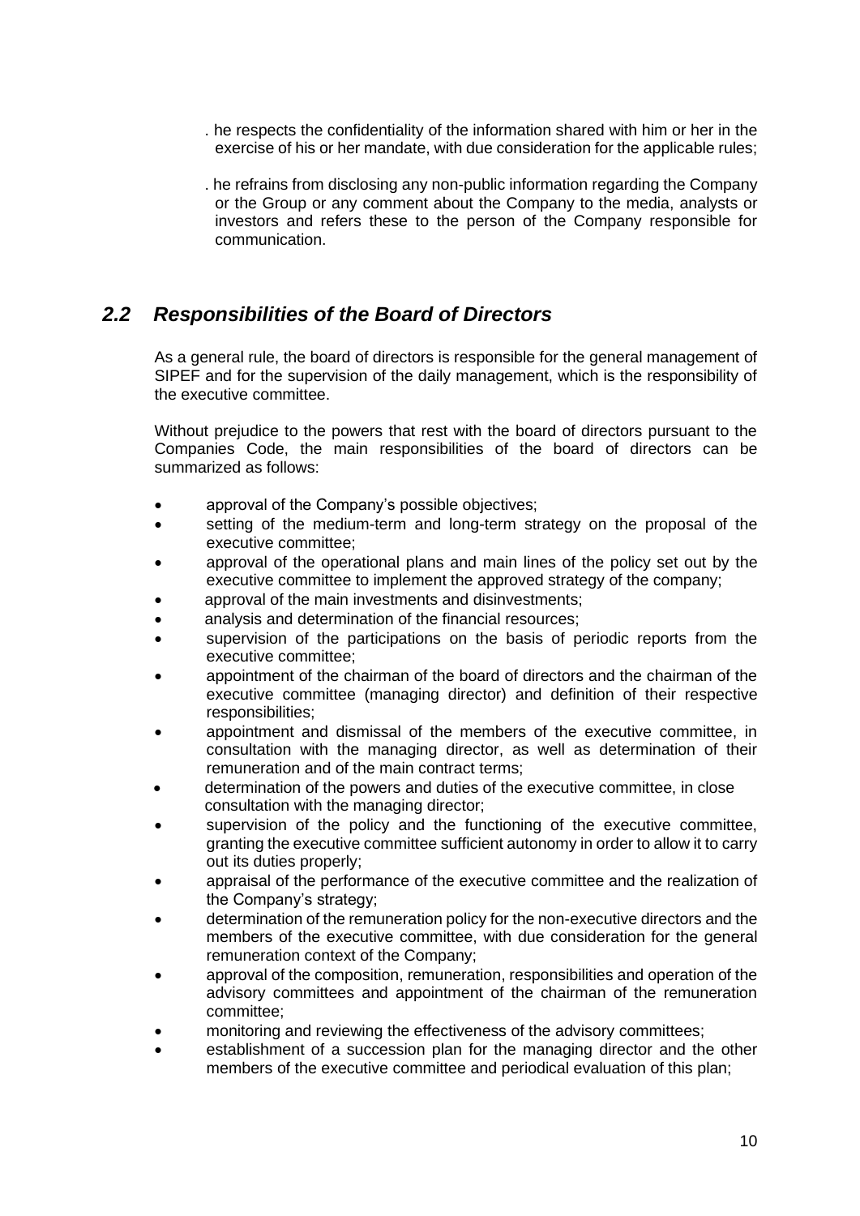. he respects the confidentiality of the information shared with him or her in the exercise of his or her mandate, with due consideration for the applicable rules;

. he refrains from disclosing any non-public information regarding the Company or the Group or any comment about the Company to the media, analysts or investors and refers these to the person of the Company responsible for communication.

## *2.2 Responsibilities of the Board of Directors*

As a general rule, the board of directors is responsible for the general management of SIPEF and for the supervision of the daily management, which is the responsibility of the executive committee.

Without prejudice to the powers that rest with the board of directors pursuant to the Companies Code, the main responsibilities of the board of directors can be summarized as follows:

- approval of the Company's possible objectives;
- setting of the medium-term and long-term strategy on the proposal of the executive committee;
- approval of the operational plans and main lines of the policy set out by the executive committee to implement the approved strategy of the company;
- approval of the main investments and disinvestments;
- analysis and determination of the financial resources;
- supervision of the participations on the basis of periodic reports from the executive committee;
- appointment of the chairman of the board of directors and the chairman of the executive committee (managing director) and definition of their respective responsibilities;
- appointment and dismissal of the members of the executive committee, in consultation with the managing director, as well as determination of their remuneration and of the main contract terms;
- determination of the powers and duties of the executive committee, in close consultation with the managing director;
- supervision of the policy and the functioning of the executive committee, granting the executive committee sufficient autonomy in order to allow it to carry out its duties properly;
- appraisal of the performance of the executive committee and the realization of the Company's strategy;
- determination of the remuneration policy for the non-executive directors and the members of the executive committee, with due consideration for the general remuneration context of the Company;
- approval of the composition, remuneration, responsibilities and operation of the advisory committees and appointment of the chairman of the remuneration committee;
- monitoring and reviewing the effectiveness of the advisory committees;
- establishment of a succession plan for the managing director and the other members of the executive committee and periodical evaluation of this plan;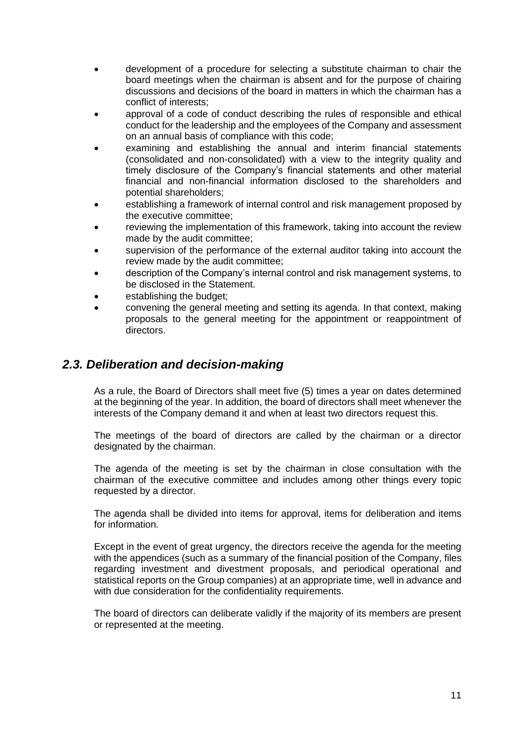- development of a procedure for selecting a substitute chairman to chair the board meetings when the chairman is absent and for the purpose of chairing discussions and decisions of the board in matters in which the chairman has a conflict of interests;
- approval of a code of conduct describing the rules of responsible and ethical conduct for the leadership and the employees of the Company and assessment on an annual basis of compliance with this code;
- examining and establishing the annual and interim financial statements (consolidated and non-consolidated) with a view to the integrity quality and timely disclosure of the Company's financial statements and other material financial and non-financial information disclosed to the shareholders and potential shareholders;
- establishing a framework of internal control and risk management proposed by the executive committee;
- reviewing the implementation of this framework, taking into account the review made by the audit committee;
- supervision of the performance of the external auditor taking into account the review made by the audit committee;
- description of the Company's internal control and risk management systems, to be disclosed in the Statement.
- establishing the budget;
- convening the general meeting and setting its agenda. In that context, making proposals to the general meeting for the appointment or reappointment of directors.

## *2.3. Deliberation and decision-making*

As a rule, the Board of Directors shall meet five (5) times a year on dates determined at the beginning of the year. In addition, the board of directors shall meet whenever the interests of the Company demand it and when at least two directors request this.

The meetings of the board of directors are called by the chairman or a director designated by the chairman.

The agenda of the meeting is set by the chairman in close consultation with the chairman of the executive committee and includes among other things every topic requested by a director.

The agenda shall be divided into items for approval, items for deliberation and items for information.

Except in the event of great urgency, the directors receive the agenda for the meeting with the appendices (such as a summary of the financial position of the Company, files regarding investment and divestment proposals, and periodical operational and statistical reports on the Group companies) at an appropriate time, well in advance and with due consideration for the confidentiality requirements.

The board of directors can deliberate validly if the majority of its members are present or represented at the meeting.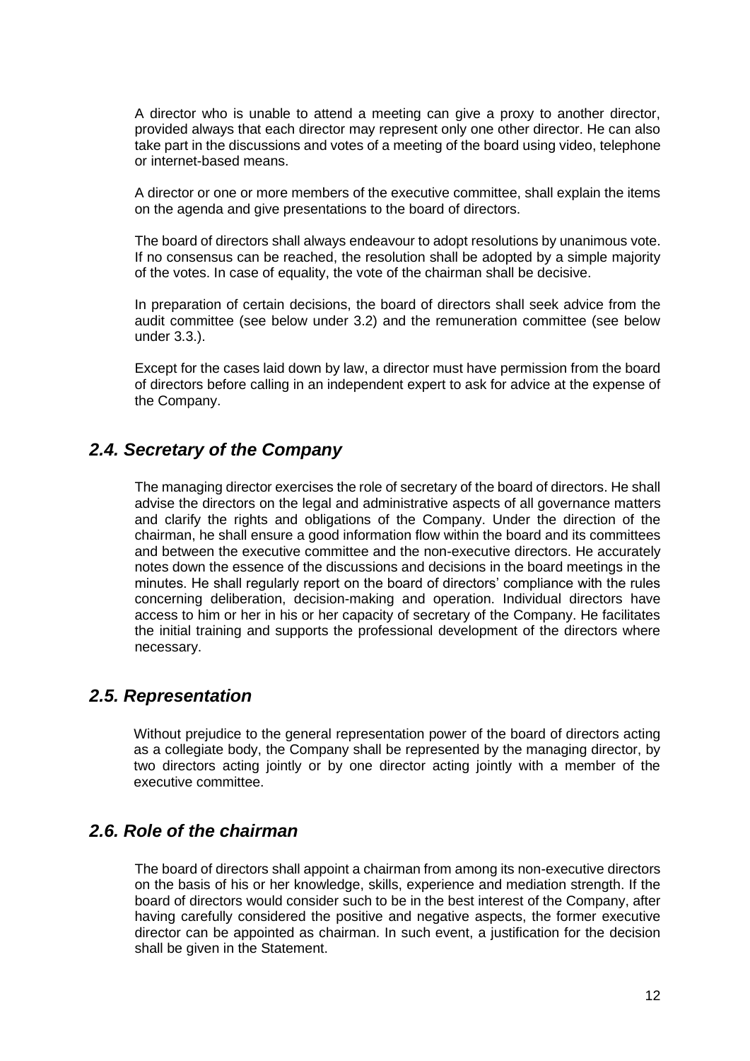A director who is unable to attend a meeting can give a proxy to another director, provided always that each director may represent only one other director. He can also take part in the discussions and votes of a meeting of the board using video, telephone or internet-based means.

A director or one or more members of the executive committee, shall explain the items on the agenda and give presentations to the board of directors.

The board of directors shall always endeavour to adopt resolutions by unanimous vote. If no consensus can be reached, the resolution shall be adopted by a simple majority of the votes. In case of equality, the vote of the chairman shall be decisive.

In preparation of certain decisions, the board of directors shall seek advice from the audit committee (see below under 3.2) and the remuneration committee (see below under 3.3.).

Except for the cases laid down by law, a director must have permission from the board of directors before calling in an independent expert to ask for advice at the expense of the Company.

## *2.4. Secretary of the Company*

The managing director exercises the role of secretary of the board of directors. He shall advise the directors on the legal and administrative aspects of all governance matters and clarify the rights and obligations of the Company. Under the direction of the chairman, he shall ensure a good information flow within the board and its committees and between the executive committee and the non-executive directors. He accurately notes down the essence of the discussions and decisions in the board meetings in the minutes. He shall regularly report on the board of directors' compliance with the rules concerning deliberation, decision-making and operation. Individual directors have access to him or her in his or her capacity of secretary of the Company. He facilitates the initial training and supports the professional development of the directors where necessary.

## *2.5. Representation*

Without prejudice to the general representation power of the board of directors acting as a collegiate body, the Company shall be represented by the managing director, by two directors acting jointly or by one director acting jointly with a member of the executive committee.

## *2.6. Role of the chairman*

The board of directors shall appoint a chairman from among its non-executive directors on the basis of his or her knowledge, skills, experience and mediation strength. If the board of directors would consider such to be in the best interest of the Company, after having carefully considered the positive and negative aspects, the former executive director can be appointed as chairman. In such event, a justification for the decision shall be given in the Statement.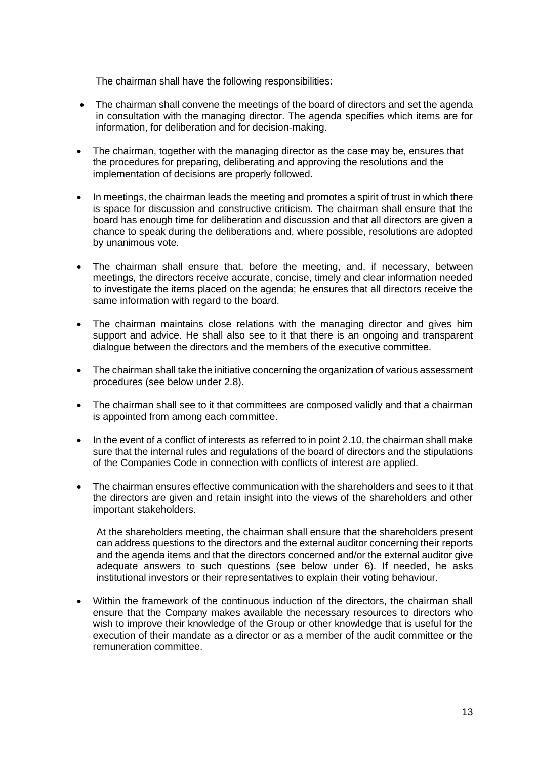The chairman shall have the following responsibilities:

- The chairman shall convene the meetings of the board of directors and set the agenda in consultation with the managing director. The agenda specifies which items are for information, for deliberation and for decision-making.

- The chairman, together with the managing director as the case may be, ensures that the procedures for preparing, deliberating and approving the resolutions and the implementation of decisions are properly followed.

- In meetings, the chairman leads the meeting and promotes a spirit of trust in which there is space for discussion and constructive criticism. The chairman shall ensure that the board has enough time for deliberation and discussion and that all directors are given a chance to speak during the deliberations and, where possible, resolutions are adopted by unanimous vote.

- The chairman shall ensure that, before the meeting, and, if necessary, between meetings, the directors receive accurate, concise, timely and clear information needed to investigate the items placed on the agenda; he ensures that all directors receive the same information with regard to the board.

- The chairman maintains close relations with the managing director and gives him support and advice. He shall also see to it that there is an ongoing and transparent dialogue between the directors and the members of the executive committee.

- The chairman shall take the initiative concerning the organization of various assessment procedures (see below under 2.8).

- The chairman shall see to it that committees are composed validly and that a chairman is appointed from among each committee.

- In the event of a conflict of interests as referred to in point 2.10, the chairman shall make sure that the internal rules and regulations of the board of directors and the stipulations of the Companies Code in connection with conflicts of interest are applied.

- The chairman ensures effective communication with the shareholders and sees to it that the directors are given and retain insight into the views of the shareholders and other important stakeholders.

  At the shareholders meeting, the chairman shall ensure that the shareholders present can address questions to the directors and the external auditor concerning their reports and the agenda items and that the directors concerned and/or the external auditor give adequate answers to such questions (see below under 6). If needed, he asks institutional investors or their representatives to explain their voting behaviour.

- Within the framework of the continuous induction of the directors, the chairman shall ensure that the Company makes available the necessary resources to directors who wish to improve their knowledge of the Group or other knowledge that is useful for the execution of their mandate as a director or as a member of the audit committee or the remuneration committee.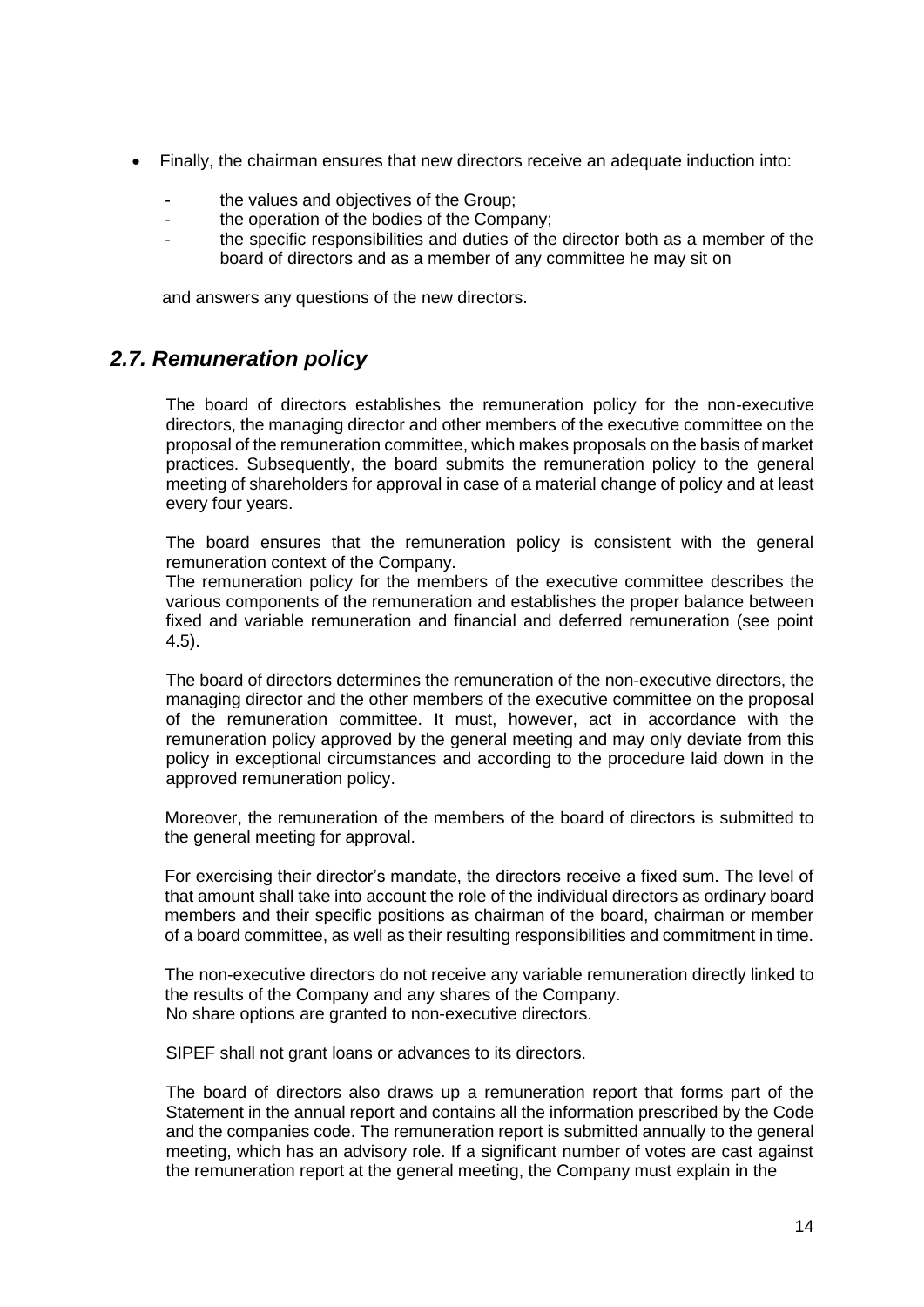- Finally, the chairman ensures that new directors receive an adequate induction into:
  - the values and objectives of the Group;
  - the operation of the bodies of the Company;
  - the specific responsibilities and duties of the director both as a member of the board of directors and as a member of any committee he may sit on

  and answers any questions of the new directors.

## *2.7. Remuneration policy*

The board of directors establishes the remuneration policy for the non-executive directors, the managing director and other members of the executive committee on the proposal of the remuneration committee, which makes proposals on the basis of market practices. Subsequently, the board submits the remuneration policy to the general meeting of shareholders for approval in case of a material change of policy and at least every four years.

The board ensures that the remuneration policy is consistent with the general remuneration context of the Company.
The remuneration policy for the members of the executive committee describes the various components of the remuneration and establishes the proper balance between fixed and variable remuneration and financial and deferred remuneration (see point 4.5).

The board of directors determines the remuneration of the non-executive directors, the managing director and the other members of the executive committee on the proposal of the remuneration committee. It must, however, act in accordance with the remuneration policy approved by the general meeting and may only deviate from this policy in exceptional circumstances and according to the procedure laid down in the approved remuneration policy.

Moreover, the remuneration of the members of the board of directors is submitted to the general meeting for approval.

For exercising their director's mandate, the directors receive a fixed sum. The level of that amount shall take into account the role of the individual directors as ordinary board members and their specific positions as chairman of the board, chairman or member of a board committee, as well as their resulting responsibilities and commitment in time.

The non-executive directors do not receive any variable remuneration directly linked to the results of the Company and any shares of the Company.
No share options are granted to non-executive directors.

SIPEF shall not grant loans or advances to its directors.

The board of directors also draws up a remuneration report that forms part of the Statement in the annual report and contains all the information prescribed by the Code and the companies code. The remuneration report is submitted annually to the general meeting, which has an advisory role. If a significant number of votes are cast against the remuneration report at the general meeting, the Company must explain in the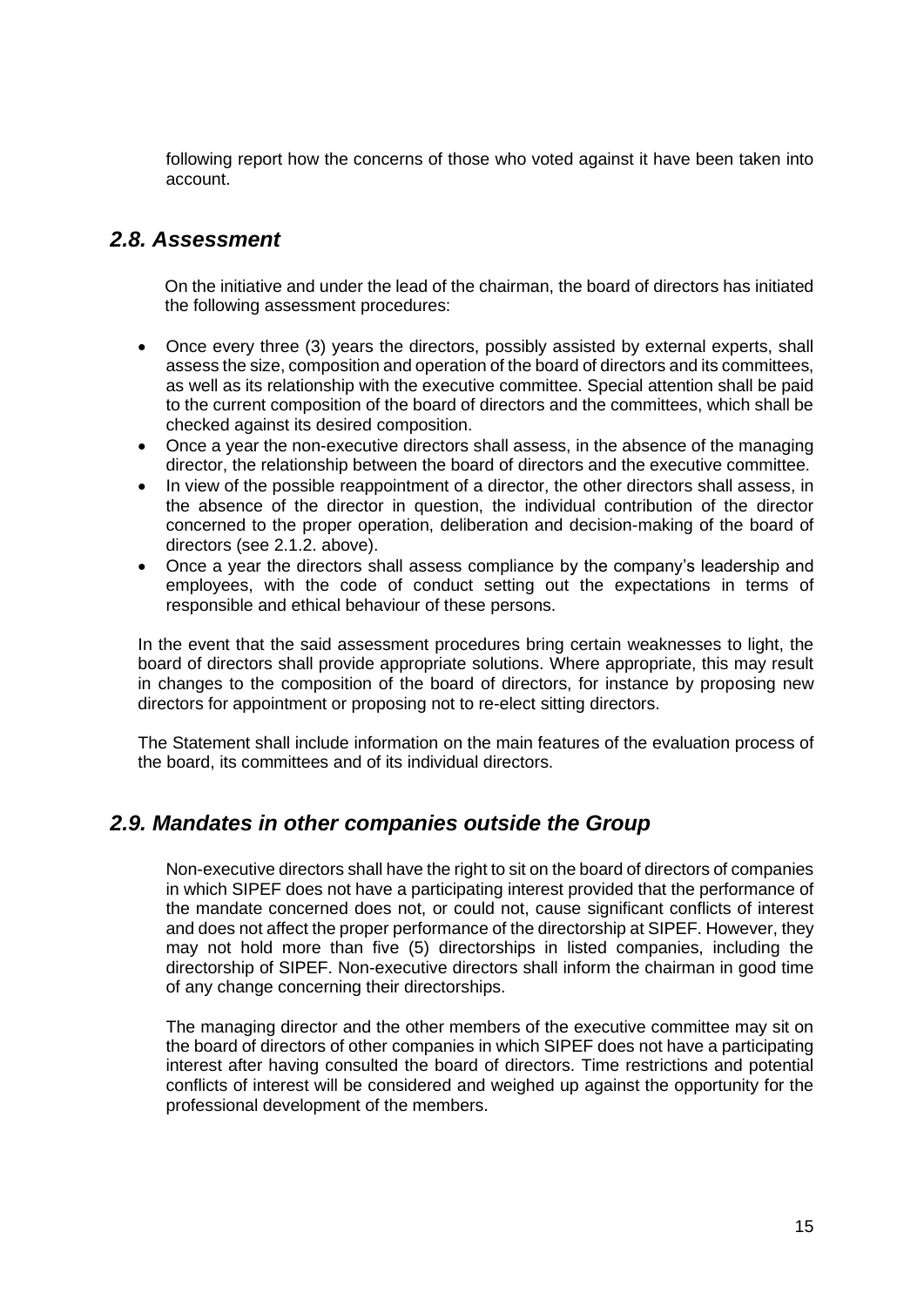following report how the concerns of those who voted against it have been taken into account.

## *2.8. Assessment*

On the initiative and under the lead of the chairman, the board of directors has initiated the following assessment procedures:

- Once every three (3) years the directors, possibly assisted by external experts, shall assess the size, composition and operation of the board of directors and its committees, as well as its relationship with the executive committee. Special attention shall be paid to the current composition of the board of directors and the committees, which shall be checked against its desired composition.
- Once a year the non-executive directors shall assess, in the absence of the managing director, the relationship between the board of directors and the executive committee.
- In view of the possible reappointment of a director, the other directors shall assess, in the absence of the director in question, the individual contribution of the director concerned to the proper operation, deliberation and decision-making of the board of directors (see 2.1.2. above).
- Once a year the directors shall assess compliance by the company's leadership and employees, with the code of conduct setting out the expectations in terms of responsible and ethical behaviour of these persons.

In the event that the said assessment procedures bring certain weaknesses to light, the board of directors shall provide appropriate solutions. Where appropriate, this may result in changes to the composition of the board of directors, for instance by proposing new directors for appointment or proposing not to re-elect sitting directors.

The Statement shall include information on the main features of the evaluation process of the board, its committees and of its individual directors.

## *2.9. Mandates in other companies outside the Group*

Non-executive directors shall have the right to sit on the board of directors of companies in which SIPEF does not have a participating interest provided that the performance of the mandate concerned does not, or could not, cause significant conflicts of interest and does not affect the proper performance of the directorship at SIPEF. However, they may not hold more than five (5) directorships in listed companies, including the directorship of SIPEF. Non-executive directors shall inform the chairman in good time of any change concerning their directorships.

The managing director and the other members of the executive committee may sit on the board of directors of other companies in which SIPEF does not have a participating interest after having consulted the board of directors. Time restrictions and potential conflicts of interest will be considered and weighed up against the opportunity for the professional development of the members.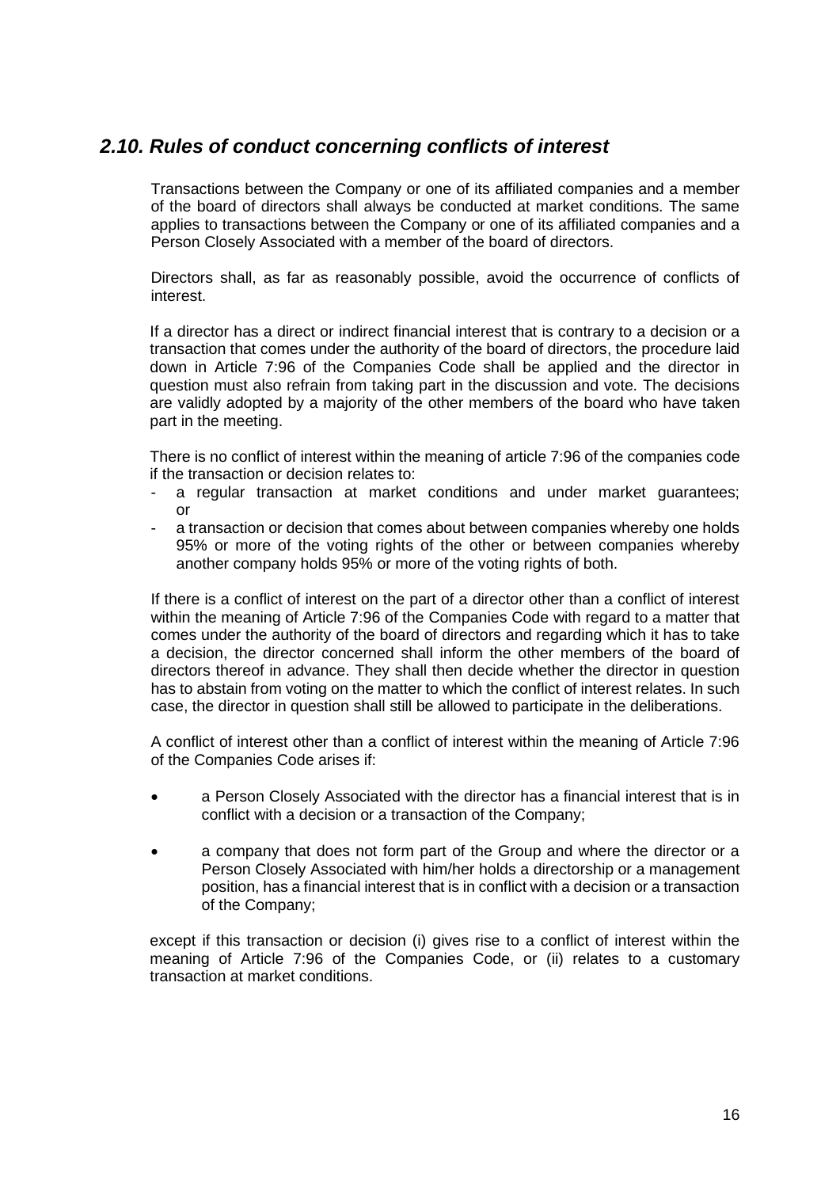## *2.10. Rules of conduct concerning conflicts of interest*

Transactions between the Company or one of its affiliated companies and a member of the board of directors shall always be conducted at market conditions. The same applies to transactions between the Company or one of its affiliated companies and a Person Closely Associated with a member of the board of directors.

Directors shall, as far as reasonably possible, avoid the occurrence of conflicts of interest.

If a director has a direct or indirect financial interest that is contrary to a decision or a transaction that comes under the authority of the board of directors, the procedure laid down in Article 7:96 of the Companies Code shall be applied and the director in question must also refrain from taking part in the discussion and vote. The decisions are validly adopted by a majority of the other members of the board who have taken part in the meeting.

There is no conflict of interest within the meaning of article 7:96 of the companies code if the transaction or decision relates to:

- a regular transaction at market conditions and under market guarantees; or
- a transaction or decision that comes about between companies whereby one holds 95% or more of the voting rights of the other or between companies whereby another company holds 95% or more of the voting rights of both.

If there is a conflict of interest on the part of a director other than a conflict of interest within the meaning of Article 7:96 of the Companies Code with regard to a matter that comes under the authority of the board of directors and regarding which it has to take a decision, the director concerned shall inform the other members of the board of directors thereof in advance. They shall then decide whether the director in question has to abstain from voting on the matter to which the conflict of interest relates. In such case, the director in question shall still be allowed to participate in the deliberations.

A conflict of interest other than a conflict of interest within the meaning of Article 7:96 of the Companies Code arises if:

- a Person Closely Associated with the director has a financial interest that is in conflict with a decision or a transaction of the Company;
- a company that does not form part of the Group and where the director or a Person Closely Associated with him/her holds a directorship or a management position, has a financial interest that is in conflict with a decision or a transaction of the Company;

except if this transaction or decision (i) gives rise to a conflict of interest within the meaning of Article 7:96 of the Companies Code, or (ii) relates to a customary transaction at market conditions.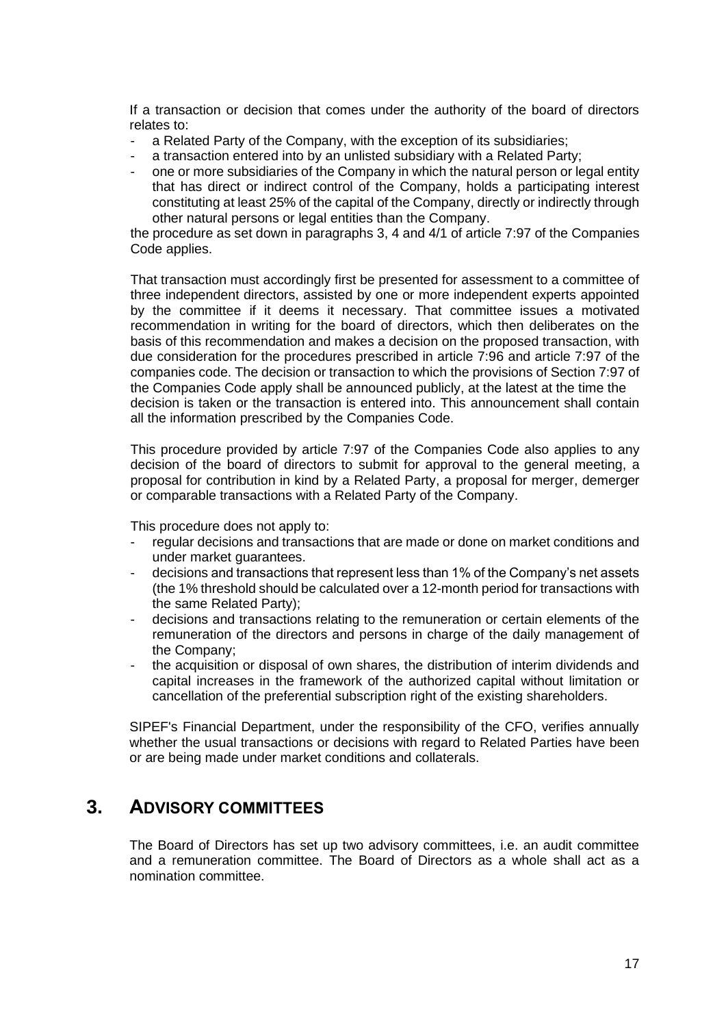If a transaction or decision that comes under the authority of the board of directors relates to:

- a Related Party of the Company, with the exception of its subsidiaries;
- a transaction entered into by an unlisted subsidiary with a Related Party;
- one or more subsidiaries of the Company in which the natural person or legal entity that has direct or indirect control of the Company, holds a participating interest constituting at least 25% of the capital of the Company, directly or indirectly through other natural persons or legal entities than the Company.

the procedure as set down in paragraphs 3, 4 and 4/1 of article 7:97 of the Companies Code applies.

That transaction must accordingly first be presented for assessment to a committee of three independent directors, assisted by one or more independent experts appointed by the committee if it deems it necessary. That committee issues a motivated recommendation in writing for the board of directors, which then deliberates on the basis of this recommendation and makes a decision on the proposed transaction, with due consideration for the procedures prescribed in article 7:96 and article 7:97 of the companies code. The decision or transaction to which the provisions of Section 7:97 of the Companies Code apply shall be announced publicly, at the latest at the time the decision is taken or the transaction is entered into. This announcement shall contain all the information prescribed by the Companies Code.

This procedure provided by article 7:97 of the Companies Code also applies to any decision of the board of directors to submit for approval to the general meeting, a proposal for contribution in kind by a Related Party, a proposal for merger, demerger or comparable transactions with a Related Party of the Company.

This procedure does not apply to:

- regular decisions and transactions that are made or done on market conditions and under market guarantees.
- decisions and transactions that represent less than 1% of the Company's net assets (the 1% threshold should be calculated over a 12-month period for transactions with the same Related Party);
- decisions and transactions relating to the remuneration or certain elements of the remuneration of the directors and persons in charge of the daily management of the Company;
- the acquisition or disposal of own shares, the distribution of interim dividends and capital increases in the framework of the authorized capital without limitation or cancellation of the preferential subscription right of the existing shareholders.

SIPEF's Financial Department, under the responsibility of the CFO, verifies annually whether the usual transactions or decisions with regard to Related Parties have been or are being made under market conditions and collaterals.

# 3. ADVISORY COMMITTEES

The Board of Directors has set up two advisory committees, i.e. an audit committee and a remuneration committee. The Board of Directors as a whole shall act as a nomination committee.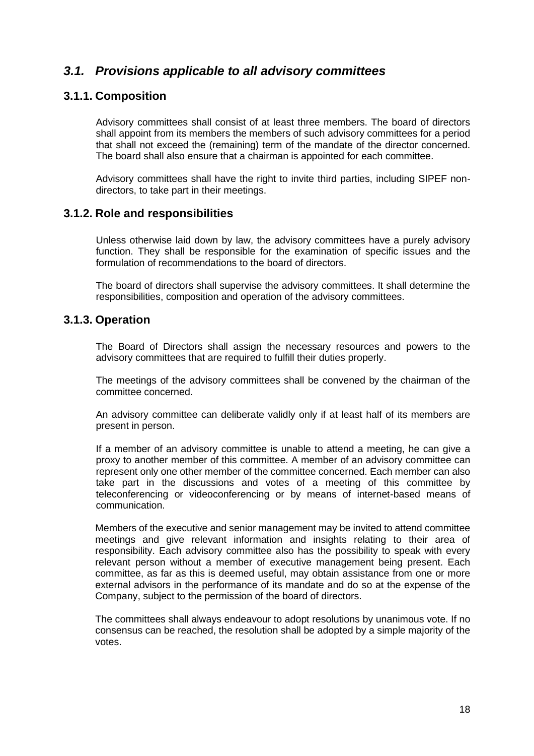## *3.1. Provisions applicable to all advisory committees*

### 3.1.1. Composition

Advisory committees shall consist of at least three members. The board of directors shall appoint from its members the members of such advisory committees for a period that shall not exceed the (remaining) term of the mandate of the director concerned. The board shall also ensure that a chairman is appointed for each committee.

Advisory committees shall have the right to invite third parties, including SIPEF non-directors, to take part in their meetings.

### 3.1.2. Role and responsibilities

Unless otherwise laid down by law, the advisory committees have a purely advisory function. They shall be responsible for the examination of specific issues and the formulation of recommendations to the board of directors.

The board of directors shall supervise the advisory committees. It shall determine the responsibilities, composition and operation of the advisory committees.

### 3.1.3. Operation

The Board of Directors shall assign the necessary resources and powers to the advisory committees that are required to fulfill their duties properly.

The meetings of the advisory committees shall be convened by the chairman of the committee concerned.

An advisory committee can deliberate validly only if at least half of its members are present in person.

If a member of an advisory committee is unable to attend a meeting, he can give a proxy to another member of this committee. A member of an advisory committee can represent only one other member of the committee concerned. Each member can also take part in the discussions and votes of a meeting of this committee by teleconferencing or videoconferencing or by means of internet-based means of communication.

Members of the executive and senior management may be invited to attend committee meetings and give relevant information and insights relating to their area of responsibility. Each advisory committee also has the possibility to speak with every relevant person without a member of executive management being present. Each committee, as far as this is deemed useful, may obtain assistance from one or more external advisors in the performance of its mandate and do so at the expense of the Company, subject to the permission of the board of directors.

The committees shall always endeavour to adopt resolutions by unanimous vote. If no consensus can be reached, the resolution shall be adopted by a simple majority of the votes.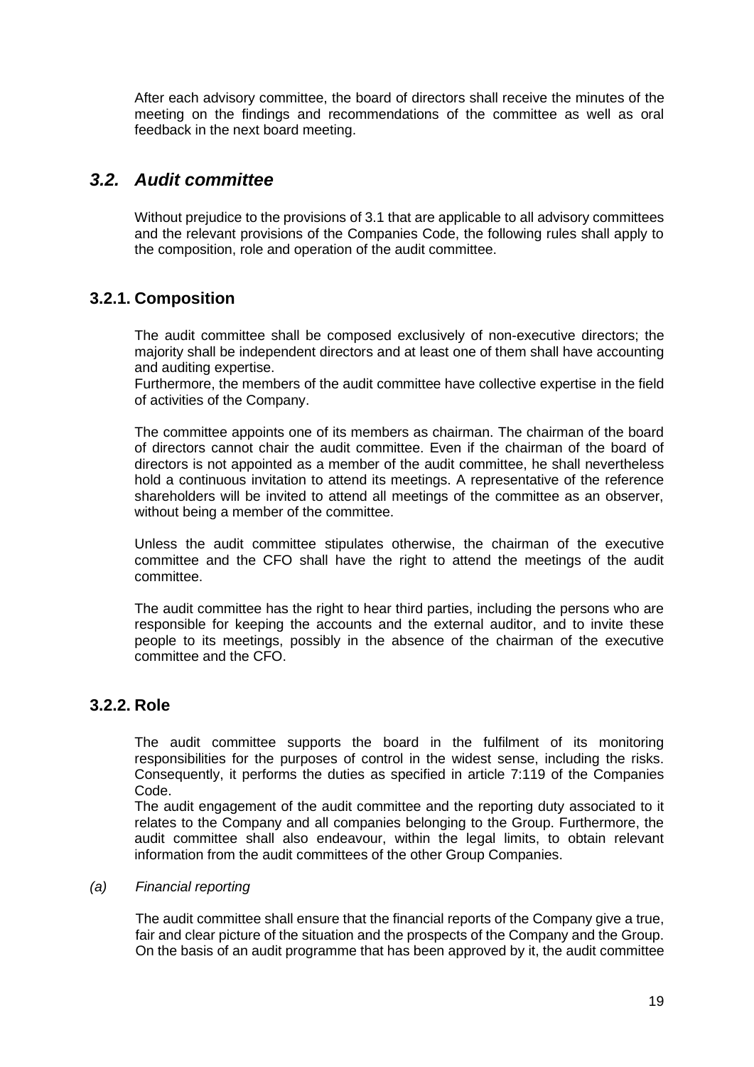After each advisory committee, the board of directors shall receive the minutes of the meeting on the findings and recommendations of the committee as well as oral feedback in the next board meeting.

## *3.2. Audit committee*

Without prejudice to the provisions of 3.1 that are applicable to all advisory committees and the relevant provisions of the Companies Code, the following rules shall apply to the composition, role and operation of the audit committee.

### 3.2.1. Composition

The audit committee shall be composed exclusively of non-executive directors; the majority shall be independent directors and at least one of them shall have accounting and auditing expertise.
Furthermore, the members of the audit committee have collective expertise in the field of activities of the Company.

The committee appoints one of its members as chairman. The chairman of the board of directors cannot chair the audit committee. Even if the chairman of the board of directors is not appointed as a member of the audit committee, he shall nevertheless hold a continuous invitation to attend its meetings. A representative of the reference shareholders will be invited to attend all meetings of the committee as an observer, without being a member of the committee.

Unless the audit committee stipulates otherwise, the chairman of the executive committee and the CFO shall have the right to attend the meetings of the audit committee.

The audit committee has the right to hear third parties, including the persons who are responsible for keeping the accounts and the external auditor, and to invite these people to its meetings, possibly in the absence of the chairman of the executive committee and the CFO.

### 3.2.2. Role

The audit committee supports the board in the fulfilment of its monitoring responsibilities for the purposes of control in the widest sense, including the risks. Consequently, it performs the duties as specified in article 7:119 of the Companies Code.
The audit engagement of the audit committee and the reporting duty associated to it relates to the Company and all companies belonging to the Group. Furthermore, the audit committee shall also endeavour, within the legal limits, to obtain relevant information from the audit committees of the other Group Companies.

*(a) Financial reporting*

The audit committee shall ensure that the financial reports of the Company give a true, fair and clear picture of the situation and the prospects of the Company and the Group. On the basis of an audit programme that has been approved by it, the audit committee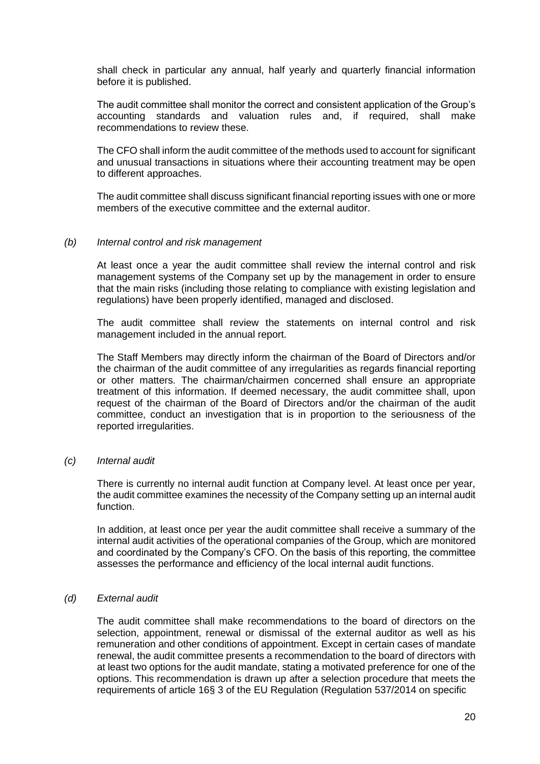shall check in particular any annual, half yearly and quarterly financial information before it is published.

The audit committee shall monitor the correct and consistent application of the Group's accounting standards and valuation rules and, if required, shall make recommendations to review these.

The CFO shall inform the audit committee of the methods used to account for significant and unusual transactions in situations where their accounting treatment may be open to different approaches.

The audit committee shall discuss significant financial reporting issues with one or more members of the executive committee and the external auditor.

*(b) Internal control and risk management*

At least once a year the audit committee shall review the internal control and risk management systems of the Company set up by the management in order to ensure that the main risks (including those relating to compliance with existing legislation and regulations) have been properly identified, managed and disclosed.

The audit committee shall review the statements on internal control and risk management included in the annual report.

The Staff Members may directly inform the chairman of the Board of Directors and/or the chairman of the audit committee of any irregularities as regards financial reporting or other matters. The chairman/chairmen concerned shall ensure an appropriate treatment of this information. If deemed necessary, the audit committee shall, upon request of the chairman of the Board of Directors and/or the chairman of the audit committee, conduct an investigation that is in proportion to the seriousness of the reported irregularities.

*(c) Internal audit*

There is currently no internal audit function at Company level. At least once per year, the audit committee examines the necessity of the Company setting up an internal audit function.

In addition, at least once per year the audit committee shall receive a summary of the internal audit activities of the operational companies of the Group, which are monitored and coordinated by the Company's CFO. On the basis of this reporting, the committee assesses the performance and efficiency of the local internal audit functions.

*(d) External audit*

The audit committee shall make recommendations to the board of directors on the selection, appointment, renewal or dismissal of the external auditor as well as his remuneration and other conditions of appointment. Except in certain cases of mandate renewal, the audit committee presents a recommendation to the board of directors with at least two options for the audit mandate, stating a motivated preference for one of the options. This recommendation is drawn up after a selection procedure that meets the requirements of article 16§ 3 of the EU Regulation (Regulation 537/2014 on specific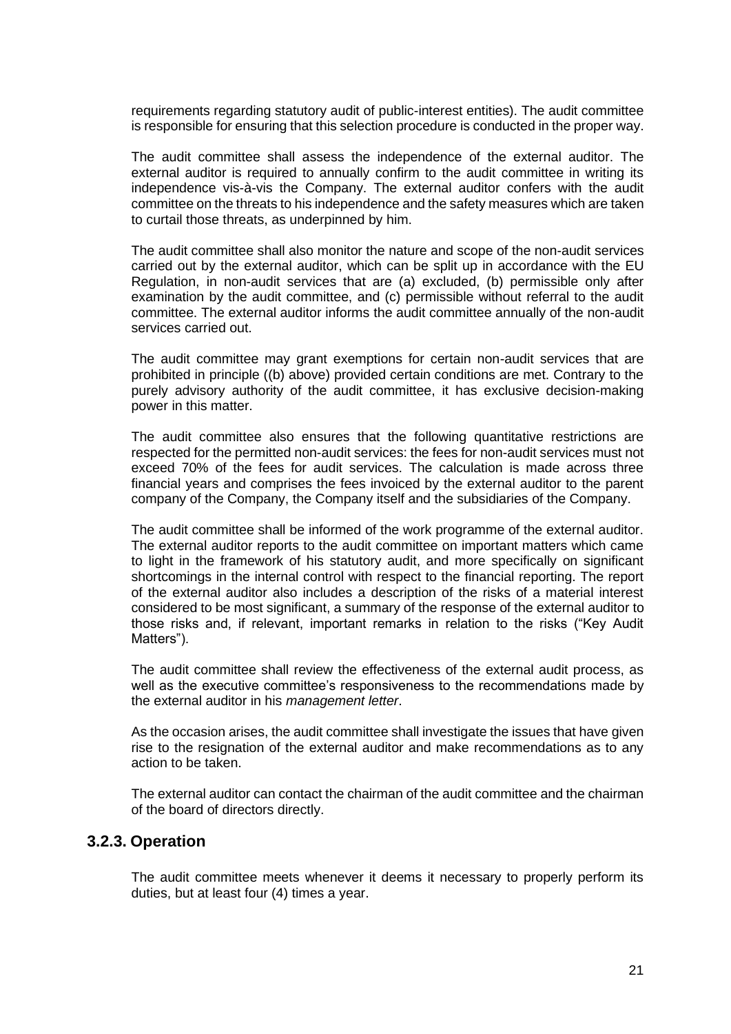requirements regarding statutory audit of public-interest entities). The audit committee is responsible for ensuring that this selection procedure is conducted in the proper way.

The audit committee shall assess the independence of the external auditor. The external auditor is required to annually confirm to the audit committee in writing its independence vis-à-vis the Company. The external auditor confers with the audit committee on the threats to his independence and the safety measures which are taken to curtail those threats, as underpinned by him.

The audit committee shall also monitor the nature and scope of the non-audit services carried out by the external auditor, which can be split up in accordance with the EU Regulation, in non-audit services that are (a) excluded, (b) permissible only after examination by the audit committee, and (c) permissible without referral to the audit committee. The external auditor informs the audit committee annually of the non-audit services carried out.

The audit committee may grant exemptions for certain non-audit services that are prohibited in principle ((b) above) provided certain conditions are met. Contrary to the purely advisory authority of the audit committee, it has exclusive decision-making power in this matter.

The audit committee also ensures that the following quantitative restrictions are respected for the permitted non-audit services: the fees for non-audit services must not exceed 70% of the fees for audit services. The calculation is made across three financial years and comprises the fees invoiced by the external auditor to the parent company of the Company, the Company itself and the subsidiaries of the Company.

The audit committee shall be informed of the work programme of the external auditor. The external auditor reports to the audit committee on important matters which came to light in the framework of his statutory audit, and more specifically on significant shortcomings in the internal control with respect to the financial reporting. The report of the external auditor also includes a description of the risks of a material interest considered to be most significant, a summary of the response of the external auditor to those risks and, if relevant, important remarks in relation to the risks ("Key Audit Matters").

The audit committee shall review the effectiveness of the external audit process, as well as the executive committee's responsiveness to the recommendations made by the external auditor in his *management letter*.

As the occasion arises, the audit committee shall investigate the issues that have given rise to the resignation of the external auditor and make recommendations as to any action to be taken.

The external auditor can contact the chairman of the audit committee and the chairman of the board of directors directly.

### 3.2.3. Operation

The audit committee meets whenever it deems it necessary to properly perform its duties, but at least four (4) times a year.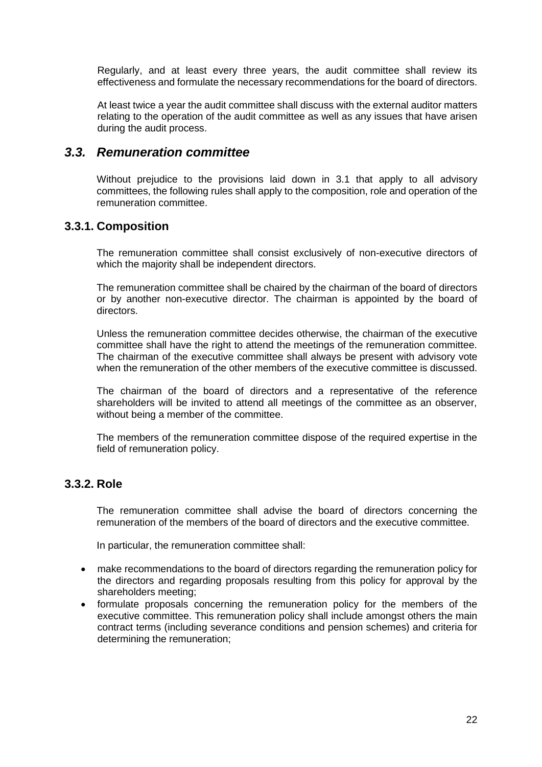Regularly, and at least every three years, the audit committee shall review its effectiveness and formulate the necessary recommendations for the board of directors.

At least twice a year the audit committee shall discuss with the external auditor matters relating to the operation of the audit committee as well as any issues that have arisen during the audit process.

## *3.3. Remuneration committee*

Without prejudice to the provisions laid down in 3.1 that apply to all advisory committees, the following rules shall apply to the composition, role and operation of the remuneration committee.

### 3.3.1. Composition

The remuneration committee shall consist exclusively of non-executive directors of which the majority shall be independent directors.

The remuneration committee shall be chaired by the chairman of the board of directors or by another non-executive director. The chairman is appointed by the board of directors.

Unless the remuneration committee decides otherwise, the chairman of the executive committee shall have the right to attend the meetings of the remuneration committee. The chairman of the executive committee shall always be present with advisory vote when the remuneration of the other members of the executive committee is discussed.

The chairman of the board of directors and a representative of the reference shareholders will be invited to attend all meetings of the committee as an observer, without being a member of the committee.

The members of the remuneration committee dispose of the required expertise in the field of remuneration policy.

### 3.3.2. Role

The remuneration committee shall advise the board of directors concerning the remuneration of the members of the board of directors and the executive committee.

In particular, the remuneration committee shall:

- make recommendations to the board of directors regarding the remuneration policy for the directors and regarding proposals resulting from this policy for approval by the shareholders meeting;
- formulate proposals concerning the remuneration policy for the members of the executive committee. This remuneration policy shall include amongst others the main contract terms (including severance conditions and pension schemes) and criteria for determining the remuneration;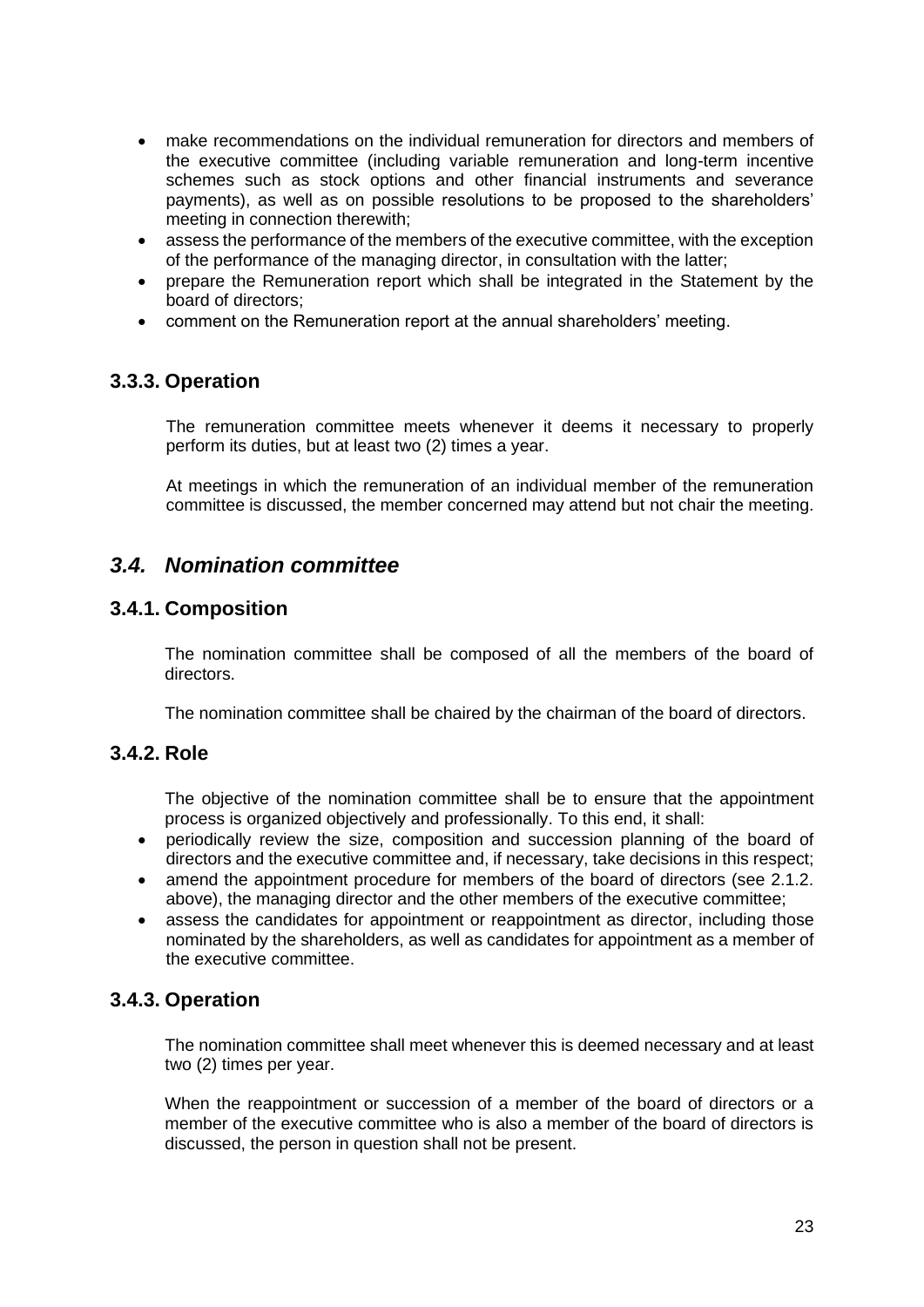- make recommendations on the individual remuneration for directors and members of the executive committee (including variable remuneration and long-term incentive schemes such as stock options and other financial instruments and severance payments), as well as on possible resolutions to be proposed to the shareholders' meeting in connection therewith;
- assess the performance of the members of the executive committee, with the exception of the performance of the managing director, in consultation with the latter;
- prepare the Remuneration report which shall be integrated in the Statement by the board of directors;
- comment on the Remuneration report at the annual shareholders' meeting.

### 3.3.3. Operation

The remuneration committee meets whenever it deems it necessary to properly perform its duties, but at least two (2) times a year.

At meetings in which the remuneration of an individual member of the remuneration committee is discussed, the member concerned may attend but not chair the meeting.

## *3.4. Nomination committee*

### 3.4.1. Composition

The nomination committee shall be composed of all the members of the board of directors.

The nomination committee shall be chaired by the chairman of the board of directors.

### 3.4.2. Role

The objective of the nomination committee shall be to ensure that the appointment process is organized objectively and professionally. To this end, it shall:

- periodically review the size, composition and succession planning of the board of directors and the executive committee and, if necessary, take decisions in this respect;
- amend the appointment procedure for members of the board of directors (see 2.1.2. above), the managing director and the other members of the executive committee;
- assess the candidates for appointment or reappointment as director, including those nominated by the shareholders, as well as candidates for appointment as a member of the executive committee.

### 3.4.3. Operation

The nomination committee shall meet whenever this is deemed necessary and at least two (2) times per year.

When the reappointment or succession of a member of the board of directors or a member of the executive committee who is also a member of the board of directors is discussed, the person in question shall not be present.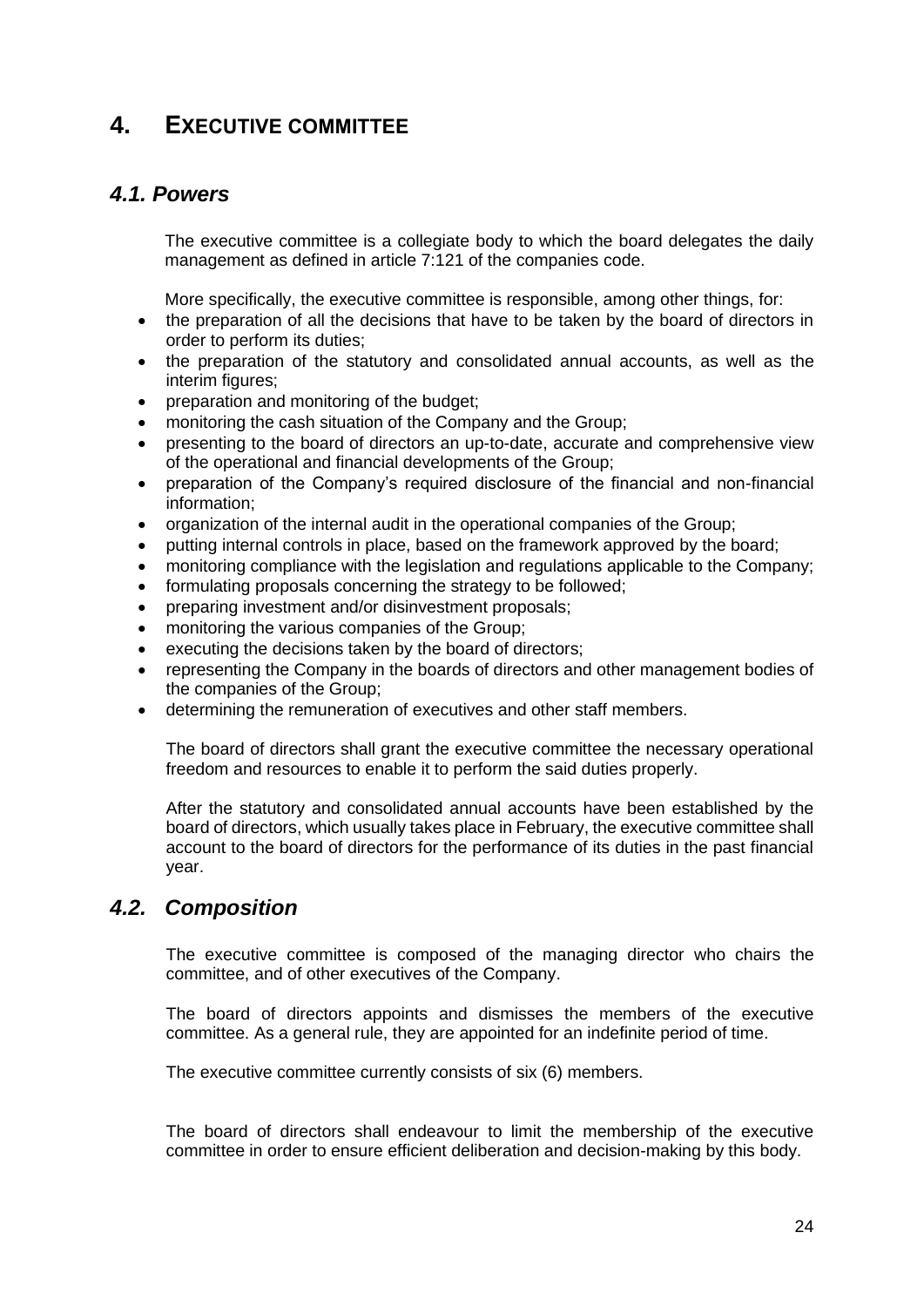# 4. EXECUTIVE COMMITTEE

## *4.1. Powers*

The executive committee is a collegiate body to which the board delegates the daily management as defined in article 7:121 of the companies code.

More specifically, the executive committee is responsible, among other things, for:

- the preparation of all the decisions that have to be taken by the board of directors in order to perform its duties;
- the preparation of the statutory and consolidated annual accounts, as well as the interim figures;
- preparation and monitoring of the budget;
- monitoring the cash situation of the Company and the Group;
- presenting to the board of directors an up-to-date, accurate and comprehensive view of the operational and financial developments of the Group;
- preparation of the Company's required disclosure of the financial and non-financial information;
- organization of the internal audit in the operational companies of the Group;
- putting internal controls in place, based on the framework approved by the board;
- monitoring compliance with the legislation and regulations applicable to the Company;
- formulating proposals concerning the strategy to be followed;
- preparing investment and/or disinvestment proposals;
- monitoring the various companies of the Group;
- executing the decisions taken by the board of directors;
- representing the Company in the boards of directors and other management bodies of the companies of the Group;
- determining the remuneration of executives and other staff members.

The board of directors shall grant the executive committee the necessary operational freedom and resources to enable it to perform the said duties properly.

After the statutory and consolidated annual accounts have been established by the board of directors, which usually takes place in February, the executive committee shall account to the board of directors for the performance of its duties in the past financial year.

## *4.2. Composition*

The executive committee is composed of the managing director who chairs the committee, and of other executives of the Company.

The board of directors appoints and dismisses the members of the executive committee. As a general rule, they are appointed for an indefinite period of time.

The executive committee currently consists of six (6) members.

The board of directors shall endeavour to limit the membership of the executive committee in order to ensure efficient deliberation and decision-making by this body.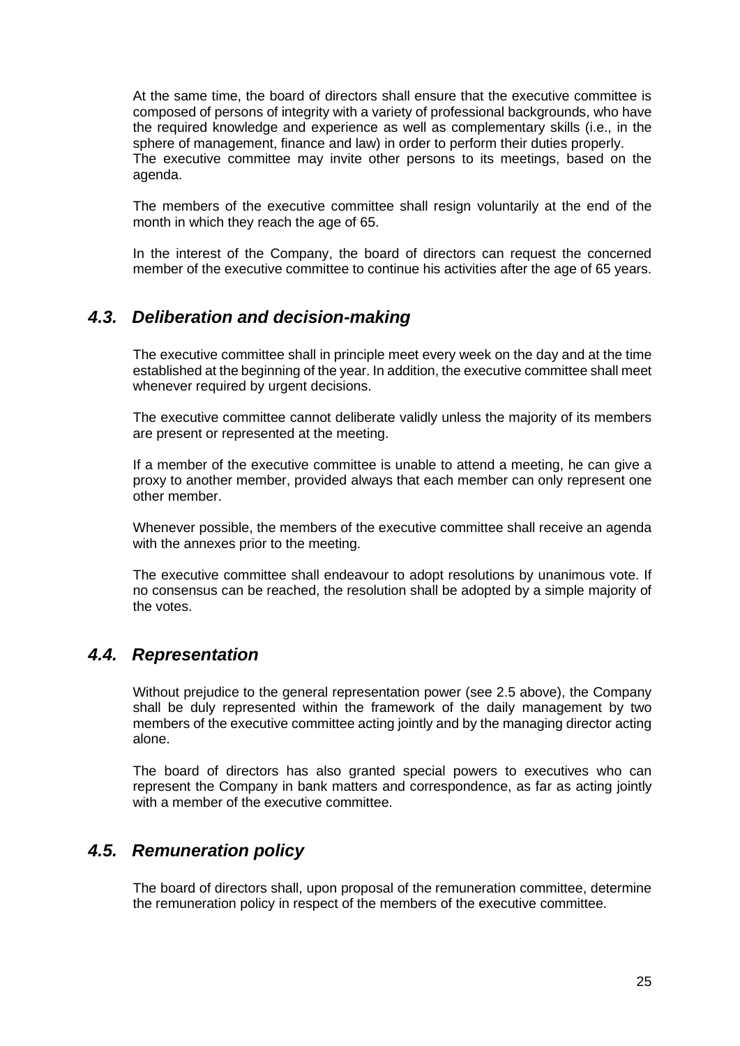At the same time, the board of directors shall ensure that the executive committee is composed of persons of integrity with a variety of professional backgrounds, who have the required knowledge and experience as well as complementary skills (i.e., in the sphere of management, finance and law) in order to perform their duties properly.
The executive committee may invite other persons to its meetings, based on the agenda.

The members of the executive committee shall resign voluntarily at the end of the month in which they reach the age of 65.

In the interest of the Company, the board of directors can request the concerned member of the executive committee to continue his activities after the age of 65 years.

## *4.3. Deliberation and decision-making*

The executive committee shall in principle meet every week on the day and at the time established at the beginning of the year. In addition, the executive committee shall meet whenever required by urgent decisions.

The executive committee cannot deliberate validly unless the majority of its members are present or represented at the meeting.

If a member of the executive committee is unable to attend a meeting, he can give a proxy to another member, provided always that each member can only represent one other member.

Whenever possible, the members of the executive committee shall receive an agenda with the annexes prior to the meeting.

The executive committee shall endeavour to adopt resolutions by unanimous vote. If no consensus can be reached, the resolution shall be adopted by a simple majority of the votes.

## *4.4. Representation*

Without prejudice to the general representation power (see 2.5 above), the Company shall be duly represented within the framework of the daily management by two members of the executive committee acting jointly and by the managing director acting alone.

The board of directors has also granted special powers to executives who can represent the Company in bank matters and correspondence, as far as acting jointly with a member of the executive committee.

## *4.5. Remuneration policy*

The board of directors shall, upon proposal of the remuneration committee, determine the remuneration policy in respect of the members of the executive committee.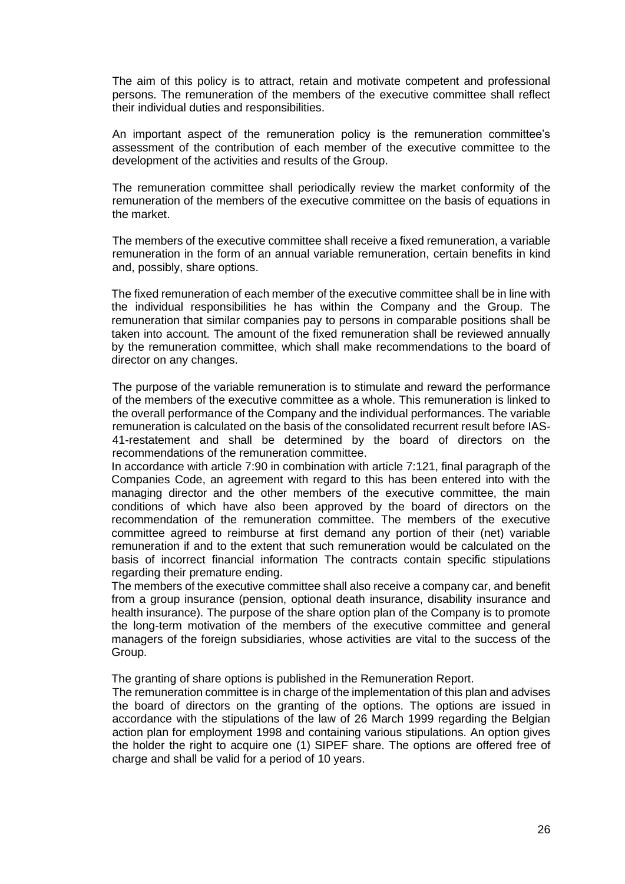The aim of this policy is to attract, retain and motivate competent and professional persons. The remuneration of the members of the executive committee shall reflect their individual duties and responsibilities.

An important aspect of the remuneration policy is the remuneration committee's assessment of the contribution of each member of the executive committee to the development of the activities and results of the Group.

The remuneration committee shall periodically review the market conformity of the remuneration of the members of the executive committee on the basis of equations in the market.

The members of the executive committee shall receive a fixed remuneration, a variable remuneration in the form of an annual variable remuneration, certain benefits in kind and, possibly, share options.

The fixed remuneration of each member of the executive committee shall be in line with the individual responsibilities he has within the Company and the Group. The remuneration that similar companies pay to persons in comparable positions shall be taken into account. The amount of the fixed remuneration shall be reviewed annually by the remuneration committee, which shall make recommendations to the board of director on any changes.

The purpose of the variable remuneration is to stimulate and reward the performance of the members of the executive committee as a whole. This remuneration is linked to the overall performance of the Company and the individual performances. The variable remuneration is calculated on the basis of the consolidated recurrent result before IAS-41-restatement and shall be determined by the board of directors on the recommendations of the remuneration committee.

In accordance with article 7:90 in combination with article 7:121, final paragraph of the Companies Code, an agreement with regard to this has been entered into with the managing director and the other members of the executive committee, the main conditions of which have also been approved by the board of directors on the recommendation of the remuneration committee. The members of the executive committee agreed to reimburse at first demand any portion of their (net) variable remuneration if and to the extent that such remuneration would be calculated on the basis of incorrect financial information The contracts contain specific stipulations regarding their premature ending.

The members of the executive committee shall also receive a company car, and benefit from a group insurance (pension, optional death insurance, disability insurance and health insurance). The purpose of the share option plan of the Company is to promote the long-term motivation of the members of the executive committee and general managers of the foreign subsidiaries, whose activities are vital to the success of the Group.

The granting of share options is published in the Remuneration Report.

The remuneration committee is in charge of the implementation of this plan and advises the board of directors on the granting of the options. The options are issued in accordance with the stipulations of the law of 26 March 1999 regarding the Belgian action plan for employment 1998 and containing various stipulations. An option gives the holder the right to acquire one (1) SIPEF share. The options are offered free of charge and shall be valid for a period of 10 years.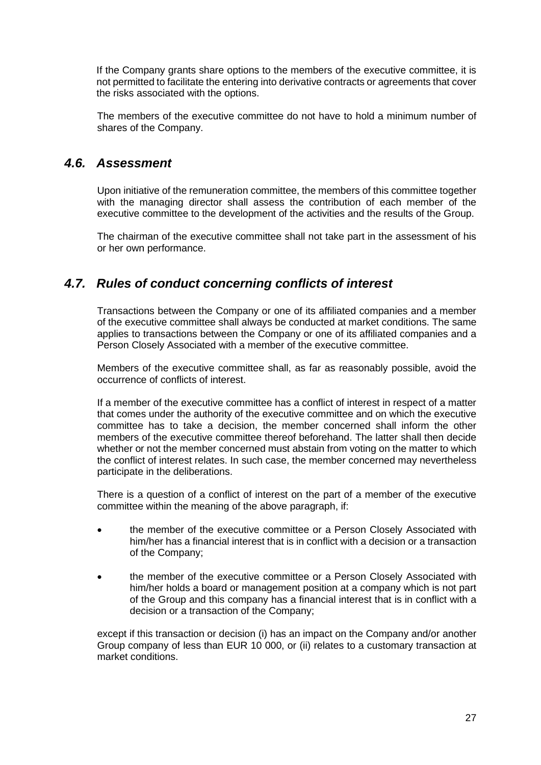If the Company grants share options to the members of the executive committee, it is not permitted to facilitate the entering into derivative contracts or agreements that cover the risks associated with the options.

The members of the executive committee do not have to hold a minimum number of shares of the Company.

## *4.6. Assessment*

Upon initiative of the remuneration committee, the members of this committee together with the managing director shall assess the contribution of each member of the executive committee to the development of the activities and the results of the Group.

The chairman of the executive committee shall not take part in the assessment of his or her own performance.

## *4.7. Rules of conduct concerning conflicts of interest*

Transactions between the Company or one of its affiliated companies and a member of the executive committee shall always be conducted at market conditions. The same applies to transactions between the Company or one of its affiliated companies and a Person Closely Associated with a member of the executive committee.

Members of the executive committee shall, as far as reasonably possible, avoid the occurrence of conflicts of interest.

If a member of the executive committee has a conflict of interest in respect of a matter that comes under the authority of the executive committee and on which the executive committee has to take a decision, the member concerned shall inform the other members of the executive committee thereof beforehand. The latter shall then decide whether or not the member concerned must abstain from voting on the matter to which the conflict of interest relates. In such case, the member concerned may nevertheless participate in the deliberations.

There is a question of a conflict of interest on the part of a member of the executive committee within the meaning of the above paragraph, if:

- the member of the executive committee or a Person Closely Associated with him/her has a financial interest that is in conflict with a decision or a transaction of the Company;
- the member of the executive committee or a Person Closely Associated with him/her holds a board or management position at a company which is not part of the Group and this company has a financial interest that is in conflict with a decision or a transaction of the Company;

except if this transaction or decision (i) has an impact on the Company and/or another Group company of less than EUR 10 000, or (ii) relates to a customary transaction at market conditions.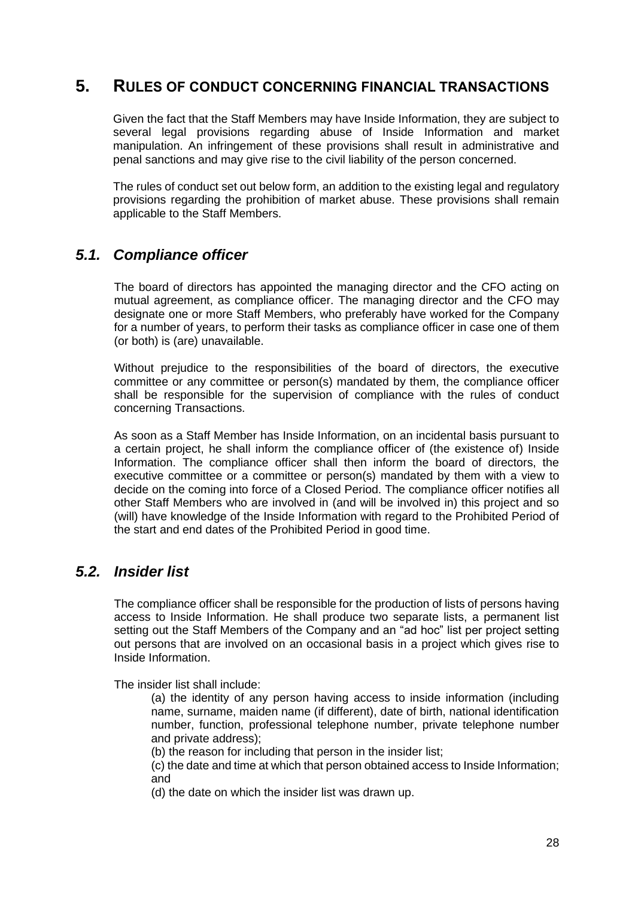# 5. Rules of conduct concerning financial transactions

Given the fact that the Staff Members may have Inside Information, they are subject to several legal provisions regarding abuse of Inside Information and market manipulation. An infringement of these provisions shall result in administrative and penal sanctions and may give rise to the civil liability of the person concerned.

The rules of conduct set out below form, an addition to the existing legal and regulatory provisions regarding the prohibition of market abuse. These provisions shall remain applicable to the Staff Members.

## *5.1. Compliance officer*

The board of directors has appointed the managing director and the CFO acting on mutual agreement, as compliance officer. The managing director and the CFO may designate one or more Staff Members, who preferably have worked for the Company for a number of years, to perform their tasks as compliance officer in case one of them (or both) is (are) unavailable.

Without prejudice to the responsibilities of the board of directors, the executive committee or any committee or person(s) mandated by them, the compliance officer shall be responsible for the supervision of compliance with the rules of conduct concerning Transactions.

As soon as a Staff Member has Inside Information, on an incidental basis pursuant to a certain project, he shall inform the compliance officer of (the existence of) Inside Information. The compliance officer shall then inform the board of directors, the executive committee or a committee or person(s) mandated by them with a view to decide on the coming into force of a Closed Period. The compliance officer notifies all other Staff Members who are involved in (and will be involved in) this project and so (will) have knowledge of the Inside Information with regard to the Prohibited Period of the start and end dates of the Prohibited Period in good time.

## *5.2. Insider list*

The compliance officer shall be responsible for the production of lists of persons having access to Inside Information. He shall produce two separate lists, a permanent list setting out the Staff Members of the Company and an "ad hoc" list per project setting out persons that are involved on an occasional basis in a project which gives rise to Inside Information.

The insider list shall include:

(a) the identity of any person having access to inside information (including name, surname, maiden name (if different), date of birth, national identification number, function, professional telephone number, private telephone number and private address);

(b) the reason for including that person in the insider list;

(c) the date and time at which that person obtained access to Inside Information; and

(d) the date on which the insider list was drawn up.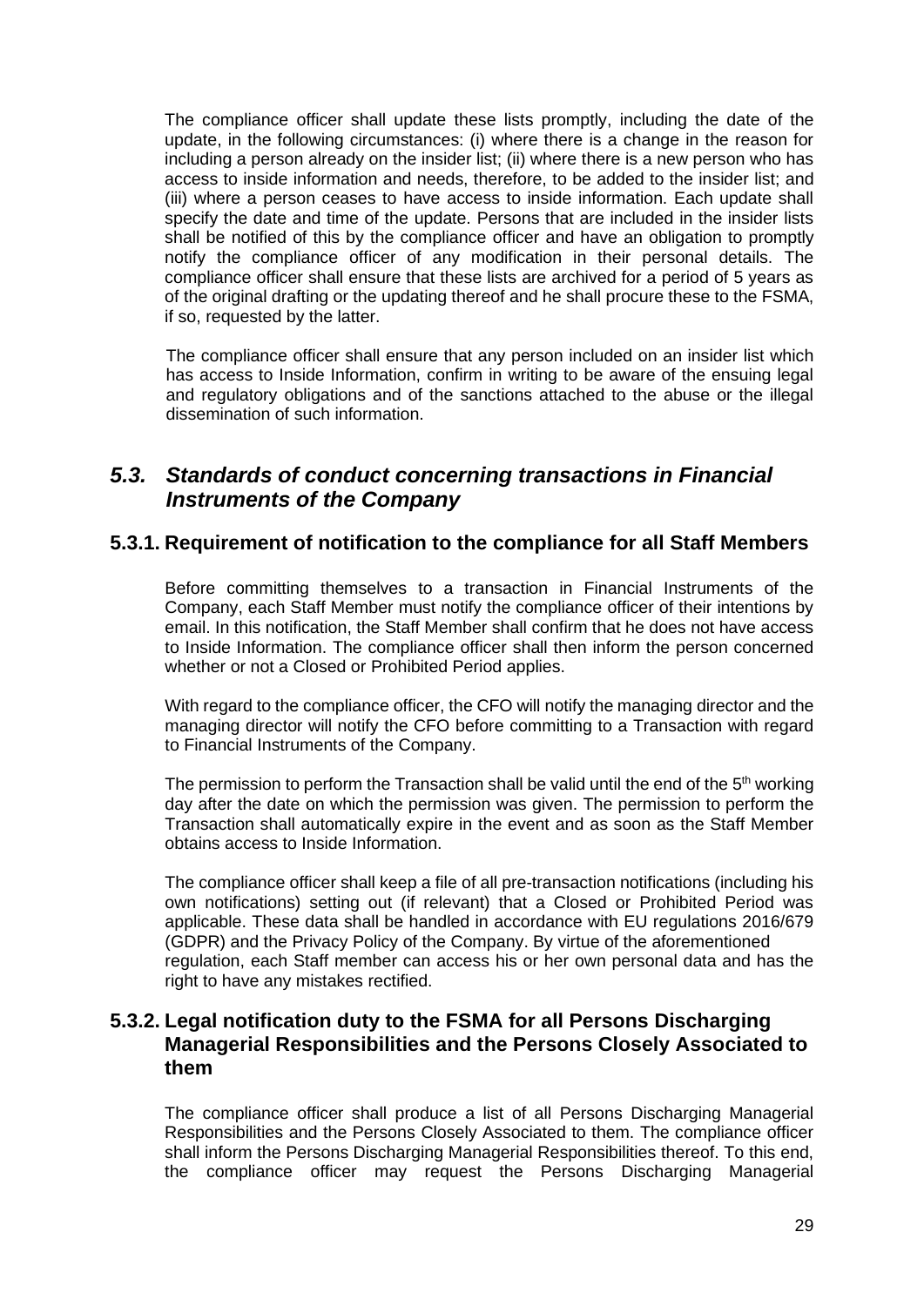The compliance officer shall update these lists promptly, including the date of the update, in the following circumstances: (i) where there is a change in the reason for including a person already on the insider list; (ii) where there is a new person who has access to inside information and needs, therefore, to be added to the insider list; and (iii) where a person ceases to have access to inside information. Each update shall specify the date and time of the update. Persons that are included in the insider lists shall be notified of this by the compliance officer and have an obligation to promptly notify the compliance officer of any modification in their personal details. The compliance officer shall ensure that these lists are archived for a period of 5 years as of the original drafting or the updating thereof and he shall procure these to the FSMA, if so, requested by the latter.

The compliance officer shall ensure that any person included on an insider list which has access to Inside Information, confirm in writing to be aware of the ensuing legal and regulatory obligations and of the sanctions attached to the abuse or the illegal dissemination of such information.

## *5.3. Standards of conduct concerning transactions in Financial Instruments of the Company*

### 5.3.1. Requirement of notification to the compliance for all Staff Members

Before committing themselves to a transaction in Financial Instruments of the Company, each Staff Member must notify the compliance officer of their intentions by email. In this notification, the Staff Member shall confirm that he does not have access to Inside Information. The compliance officer shall then inform the person concerned whether or not a Closed or Prohibited Period applies.

With regard to the compliance officer, the CFO will notify the managing director and the managing director will notify the CFO before committing to a Transaction with regard to Financial Instruments of the Company.

The permission to perform the Transaction shall be valid until the end of the 5th working day after the date on which the permission was given. The permission to perform the Transaction shall automatically expire in the event and as soon as the Staff Member obtains access to Inside Information.

The compliance officer shall keep a file of all pre-transaction notifications (including his own notifications) setting out (if relevant) that a Closed or Prohibited Period was applicable. These data shall be handled in accordance with EU regulations 2016/679 (GDPR) and the Privacy Policy of the Company. By virtue of the aforementioned regulation, each Staff member can access his or her own personal data and has the right to have any mistakes rectified.

### 5.3.2. Legal notification duty to the FSMA for all Persons Discharging Managerial Responsibilities and the Persons Closely Associated to them

The compliance officer shall produce a list of all Persons Discharging Managerial Responsibilities and the Persons Closely Associated to them. The compliance officer shall inform the Persons Discharging Managerial Responsibilities thereof. To this end, the compliance officer may request the Persons Discharging Managerial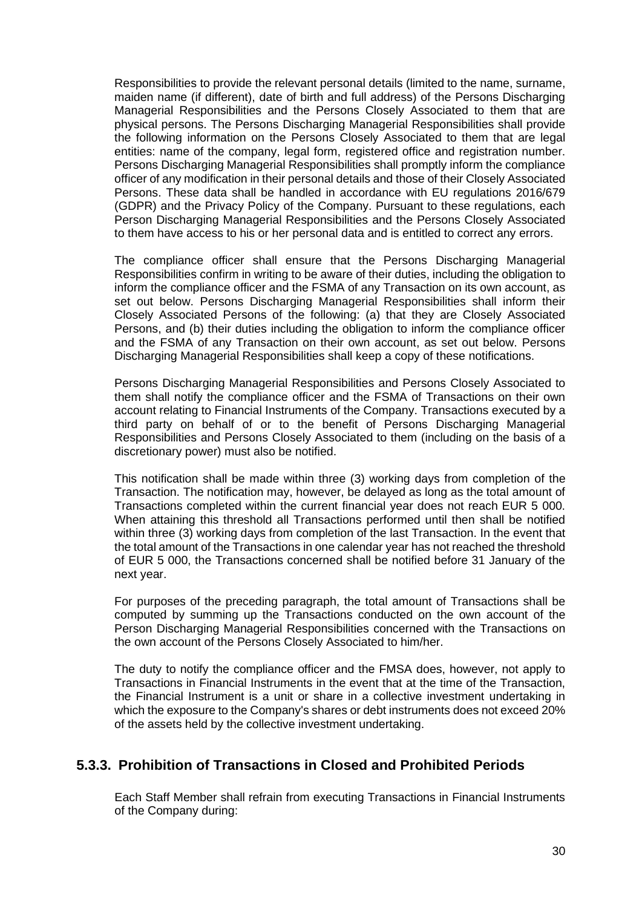Responsibilities to provide the relevant personal details (limited to the name, surname, maiden name (if different), date of birth and full address) of the Persons Discharging Managerial Responsibilities and the Persons Closely Associated to them that are physical persons. The Persons Discharging Managerial Responsibilities shall provide the following information on the Persons Closely Associated to them that are legal entities: name of the company, legal form, registered office and registration number. Persons Discharging Managerial Responsibilities shall promptly inform the compliance officer of any modification in their personal details and those of their Closely Associated Persons. These data shall be handled in accordance with EU regulations 2016/679 (GDPR) and the Privacy Policy of the Company. Pursuant to these regulations, each Person Discharging Managerial Responsibilities and the Persons Closely Associated to them have access to his or her personal data and is entitled to correct any errors.

The compliance officer shall ensure that the Persons Discharging Managerial Responsibilities confirm in writing to be aware of their duties, including the obligation to inform the compliance officer and the FSMA of any Transaction on its own account, as set out below. Persons Discharging Managerial Responsibilities shall inform their Closely Associated Persons of the following: (a) that they are Closely Associated Persons, and (b) their duties including the obligation to inform the compliance officer and the FSMA of any Transaction on their own account, as set out below. Persons Discharging Managerial Responsibilities shall keep a copy of these notifications.

Persons Discharging Managerial Responsibilities and Persons Closely Associated to them shall notify the compliance officer and the FSMA of Transactions on their own account relating to Financial Instruments of the Company. Transactions executed by a third party on behalf of or to the benefit of Persons Discharging Managerial Responsibilities and Persons Closely Associated to them (including on the basis of a discretionary power) must also be notified.

This notification shall be made within three (3) working days from completion of the Transaction. The notification may, however, be delayed as long as the total amount of Transactions completed within the current financial year does not reach EUR 5 000. When attaining this threshold all Transactions performed until then shall be notified within three (3) working days from completion of the last Transaction. In the event that the total amount of the Transactions in one calendar year has not reached the threshold of EUR 5 000, the Transactions concerned shall be notified before 31 January of the next year.

For purposes of the preceding paragraph, the total amount of Transactions shall be computed by summing up the Transactions conducted on the own account of the Person Discharging Managerial Responsibilities concerned with the Transactions on the own account of the Persons Closely Associated to him/her.

The duty to notify the compliance officer and the FMSA does, however, not apply to Transactions in Financial Instruments in the event that at the time of the Transaction, the Financial Instrument is a unit or share in a collective investment undertaking in which the exposure to the Company's shares or debt instruments does not exceed 20% of the assets held by the collective investment undertaking.

### 5.3.3. Prohibition of Transactions in Closed and Prohibited Periods

Each Staff Member shall refrain from executing Transactions in Financial Instruments of the Company during: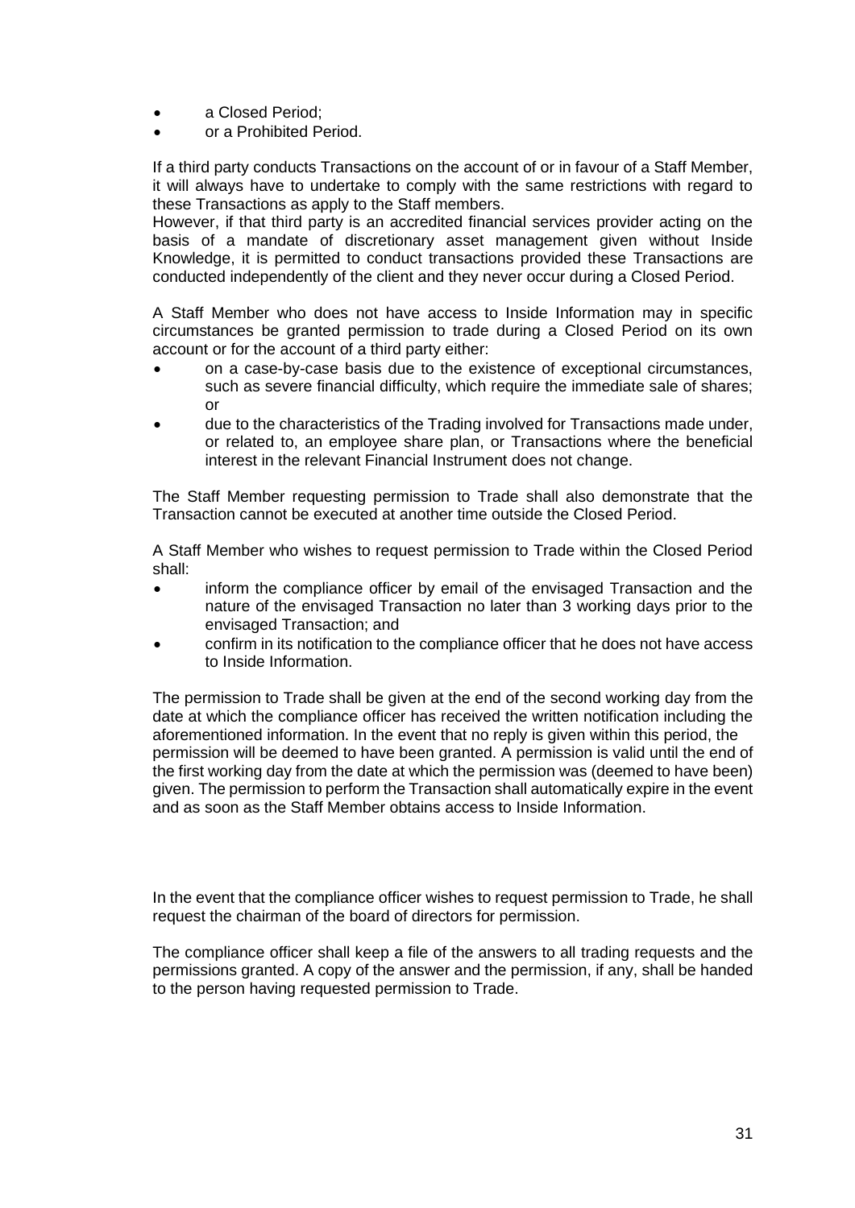- a Closed Period;
- or a Prohibited Period.

If a third party conducts Transactions on the account of or in favour of a Staff Member, it will always have to undertake to comply with the same restrictions with regard to these Transactions as apply to the Staff members.
However, if that third party is an accredited financial services provider acting on the basis of a mandate of discretionary asset management given without Inside Knowledge, it is permitted to conduct transactions provided these Transactions are conducted independently of the client and they never occur during a Closed Period.

A Staff Member who does not have access to Inside Information may in specific circumstances be granted permission to trade during a Closed Period on its own account or for the account of a third party either:

- on a case-by-case basis due to the existence of exceptional circumstances, such as severe financial difficulty, which require the immediate sale of shares; or
- due to the characteristics of the Trading involved for Transactions made under, or related to, an employee share plan, or Transactions where the beneficial interest in the relevant Financial Instrument does not change.

The Staff Member requesting permission to Trade shall also demonstrate that the Transaction cannot be executed at another time outside the Closed Period.

A Staff Member who wishes to request permission to Trade within the Closed Period shall:

- inform the compliance officer by email of the envisaged Transaction and the nature of the envisaged Transaction no later than 3 working days prior to the envisaged Transaction; and
- confirm in its notification to the compliance officer that he does not have access to Inside Information.

The permission to Trade shall be given at the end of the second working day from the date at which the compliance officer has received the written notification including the aforementioned information. In the event that no reply is given within this period, the permission will be deemed to have been granted. A permission is valid until the end of the first working day from the date at which the permission was (deemed to have been) given. The permission to perform the Transaction shall automatically expire in the event and as soon as the Staff Member obtains access to Inside Information.

In the event that the compliance officer wishes to request permission to Trade, he shall request the chairman of the board of directors for permission.

The compliance officer shall keep a file of the answers to all trading requests and the permissions granted. A copy of the answer and the permission, if any, shall be handed to the person having requested permission to Trade.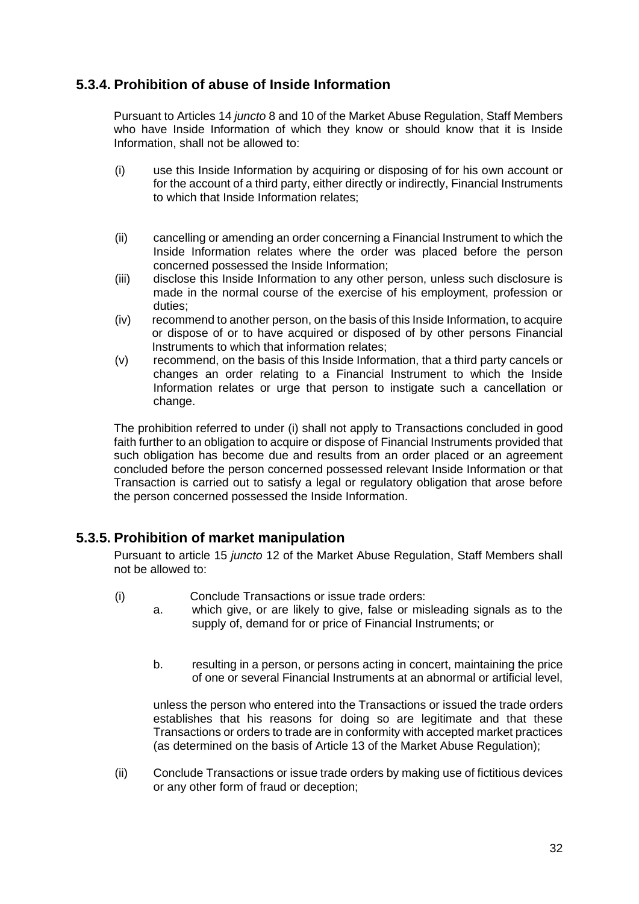### 5.3.4. Prohibition of abuse of Inside Information

Pursuant to Articles 14 *juncto* 8 and 10 of the Market Abuse Regulation, Staff Members who have Inside Information of which they know or should know that it is Inside Information, shall not be allowed to:

(i) use this Inside Information by acquiring or disposing of for his own account or for the account of a third party, either directly or indirectly, Financial Instruments to which that Inside Information relates;

(ii) cancelling or amending an order concerning a Financial Instrument to which the Inside Information relates where the order was placed before the person concerned possessed the Inside Information;

(iii) disclose this Inside Information to any other person, unless such disclosure is made in the normal course of the exercise of his employment, profession or duties;

(iv) recommend to another person, on the basis of this Inside Information, to acquire or dispose of or to have acquired or disposed of by other persons Financial Instruments to which that information relates;

(v) recommend, on the basis of this Inside Information, that a third party cancels or changes an order relating to a Financial Instrument to which the Inside Information relates or urge that person to instigate such a cancellation or change.

The prohibition referred to under (i) shall not apply to Transactions concluded in good faith further to an obligation to acquire or dispose of Financial Instruments provided that such obligation has become due and results from an order placed or an agreement concluded before the person concerned possessed relevant Inside Information or that Transaction is carried out to satisfy a legal or regulatory obligation that arose before the person concerned possessed the Inside Information.

### 5.3.5. Prohibition of market manipulation

Pursuant to article 15 *juncto* 12 of the Market Abuse Regulation, Staff Members shall not be allowed to:

(i) Conclude Transactions or issue trade orders:

a. which give, or are likely to give, false or misleading signals as to the supply of, demand for or price of Financial Instruments; or

b. resulting in a person, or persons acting in concert, maintaining the price of one or several Financial Instruments at an abnormal or artificial level,

unless the person who entered into the Transactions or issued the trade orders establishes that his reasons for doing so are legitimate and that these Transactions or orders to trade are in conformity with accepted market practices (as determined on the basis of Article 13 of the Market Abuse Regulation);

(ii) Conclude Transactions or issue trade orders by making use of fictitious devices or any other form of fraud or deception;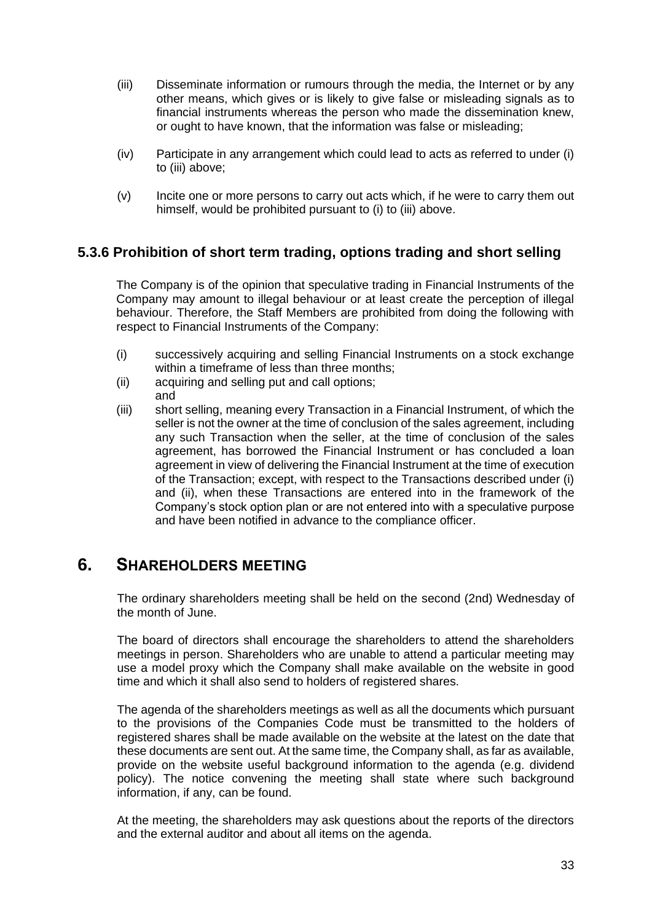(iii) Disseminate information or rumours through the media, the Internet or by any other means, which gives or is likely to give false or misleading signals as to financial instruments whereas the person who made the dissemination knew, or ought to have known, that the information was false or misleading;

(iv) Participate in any arrangement which could lead to acts as referred to under (i) to (iii) above;

(v) Incite one or more persons to carry out acts which, if he were to carry them out himself, would be prohibited pursuant to (i) to (iii) above.

### 5.3.6 Prohibition of short term trading, options trading and short selling

The Company is of the opinion that speculative trading in Financial Instruments of the Company may amount to illegal behaviour or at least create the perception of illegal behaviour. Therefore, the Staff Members are prohibited from doing the following with respect to Financial Instruments of the Company:

(i) successively acquiring and selling Financial Instruments on a stock exchange within a timeframe of less than three months;

(ii) acquiring and selling put and call options; and

(iii) short selling, meaning every Transaction in a Financial Instrument, of which the seller is not the owner at the time of conclusion of the sales agreement, including any such Transaction when the seller, at the time of conclusion of the sales agreement, has borrowed the Financial Instrument or has concluded a loan agreement in view of delivering the Financial Instrument at the time of execution of the Transaction; except, with respect to the Transactions described under (i) and (ii), when these Transactions are entered into in the framework of the Company's stock option plan or are not entered into with a speculative purpose and have been notified in advance to the compliance officer.

## 6. SHAREHOLDERS MEETING

The ordinary shareholders meeting shall be held on the second (2nd) Wednesday of the month of June.

The board of directors shall encourage the shareholders to attend the shareholders meetings in person. Shareholders who are unable to attend a particular meeting may use a model proxy which the Company shall make available on the website in good time and which it shall also send to holders of registered shares.

The agenda of the shareholders meetings as well as all the documents which pursuant to the provisions of the Companies Code must be transmitted to the holders of registered shares shall be made available on the website at the latest on the date that these documents are sent out. At the same time, the Company shall, as far as available, provide on the website useful background information to the agenda (e.g. dividend policy). The notice convening the meeting shall state where such background information, if any, can be found.

At the meeting, the shareholders may ask questions about the reports of the directors and the external auditor and about all items on the agenda.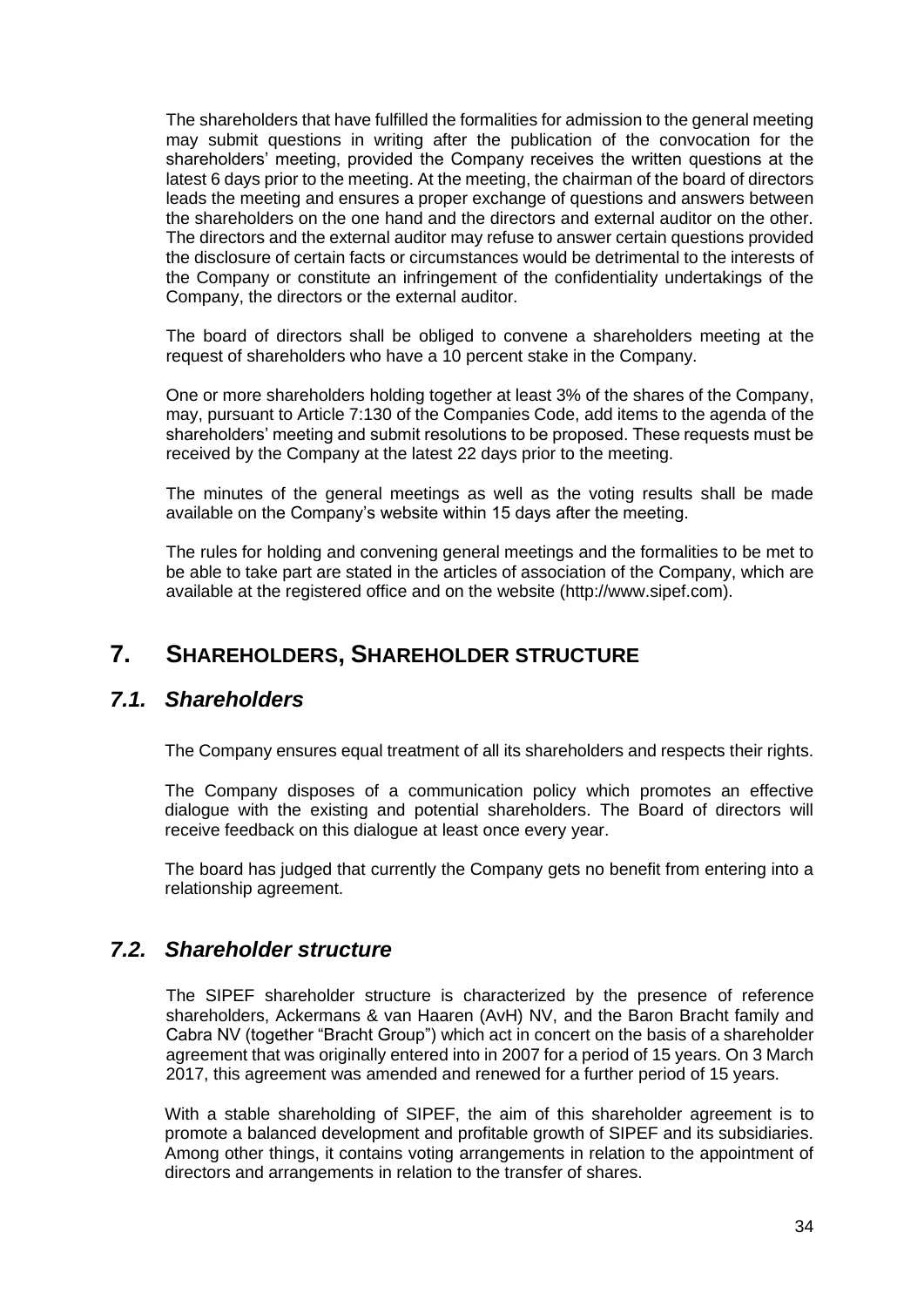The shareholders that have fulfilled the formalities for admission to the general meeting may submit questions in writing after the publication of the convocation for the shareholders' meeting, provided the Company receives the written questions at the latest 6 days prior to the meeting. At the meeting, the chairman of the board of directors leads the meeting and ensures a proper exchange of questions and answers between the shareholders on the one hand and the directors and external auditor on the other. The directors and the external auditor may refuse to answer certain questions provided the disclosure of certain facts or circumstances would be detrimental to the interests of the Company or constitute an infringement of the confidentiality undertakings of the Company, the directors or the external auditor.

The board of directors shall be obliged to convene a shareholders meeting at the request of shareholders who have a 10 percent stake in the Company.

One or more shareholders holding together at least 3% of the shares of the Company, may, pursuant to Article 7:130 of the Companies Code, add items to the agenda of the shareholders' meeting and submit resolutions to be proposed. These requests must be received by the Company at the latest 22 days prior to the meeting.

The minutes of the general meetings as well as the voting results shall be made available on the Company's website within 15 days after the meeting.

The rules for holding and convening general meetings and the formalities to be met to be able to take part are stated in the articles of association of the Company, which are available at the registered office and on the website (http://www.sipef.com).

# 7. SHAREHOLDERS, SHAREHOLDER STRUCTURE

## *7.1. Shareholders*

The Company ensures equal treatment of all its shareholders and respects their rights.

The Company disposes of a communication policy which promotes an effective dialogue with the existing and potential shareholders. The Board of directors will receive feedback on this dialogue at least once every year.

The board has judged that currently the Company gets no benefit from entering into a relationship agreement.

## *7.2. Shareholder structure*

The SIPEF shareholder structure is characterized by the presence of reference shareholders, Ackermans & van Haaren (AvH) NV, and the Baron Bracht family and Cabra NV (together "Bracht Group") which act in concert on the basis of a shareholder agreement that was originally entered into in 2007 for a period of 15 years. On 3 March 2017, this agreement was amended and renewed for a further period of 15 years.

With a stable shareholding of SIPEF, the aim of this shareholder agreement is to promote a balanced development and profitable growth of SIPEF and its subsidiaries. Among other things, it contains voting arrangements in relation to the appointment of directors and arrangements in relation to the transfer of shares.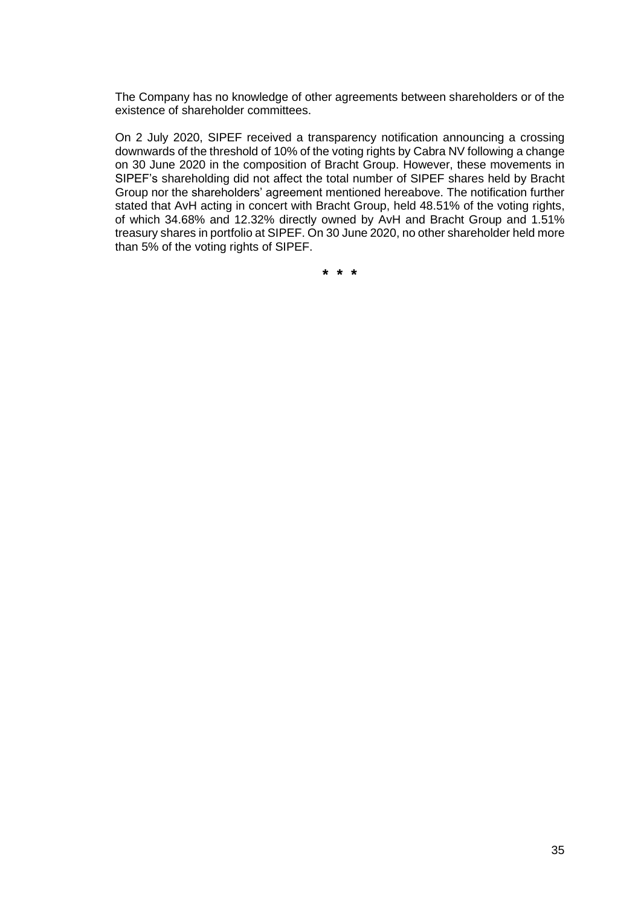The Company has no knowledge of other agreements between shareholders or of the existence of shareholder committees.

On 2 July 2020, SIPEF received a transparency notification announcing a crossing downwards of the threshold of 10% of the voting rights by Cabra NV following a change on 30 June 2020 in the composition of Bracht Group. However, these movements in SIPEF's shareholding did not affect the total number of SIPEF shares held by Bracht Group nor the shareholders' agreement mentioned hereabove. The notification further stated that AvH acting in concert with Bracht Group, held 48.51% of the voting rights, of which 34.68% and 12.32% directly owned by AvH and Bracht Group and 1.51% treasury shares in portfolio at SIPEF. On 30 June 2020, no other shareholder held more than 5% of the voting rights of SIPEF.

\* \* \*